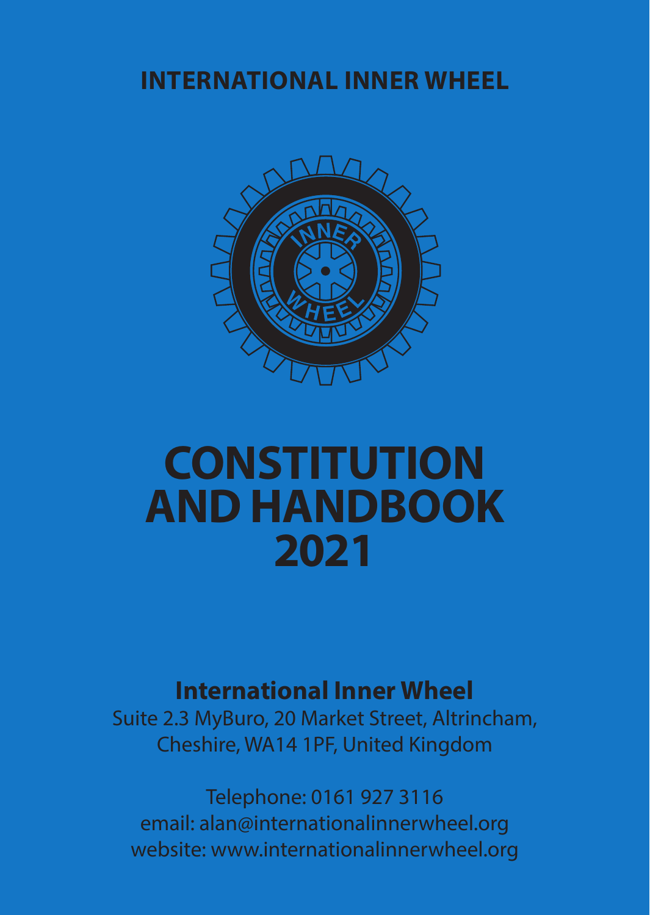# INTERNATIONAL INNER WHEEL

# CONSTITUTION AND HANDBOOK 2021

**International Inner Wheel**

Suite 2.3 MyBuro, 20 Market Street, Altrincham,
Cheshire, WA14 1PF, United Kingdom

Telephone: 0161 927 3116
email: alan@internationalinnerwheel.org
website: www.internationalinnerwheel.org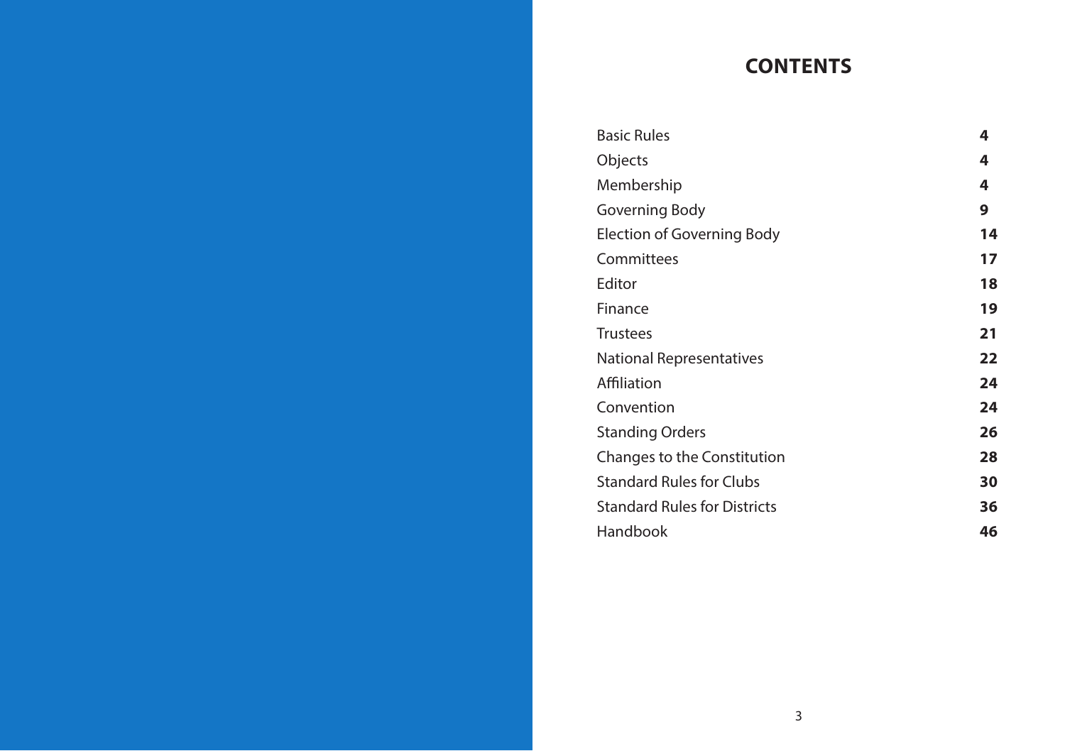# CONTENTS

| | |
|---|---|
| Basic Rules | **4** |
| Objects | **4** |
| Membership | **4** |
| Governing Body | **9** |
| Election of Governing Body | **14** |
| Committees | **17** |
| Editor | **18** |
| Finance | **19** |
| Trustees | **21** |
| National Representatives | **22** |
| Affiliation | **24** |
| Convention | **24** |
| Standing Orders | **26** |
| Changes to the Constitution | **28** |
| Standard Rules for Clubs | **30** |
| Standard Rules for Districts | **36** |
| Handbook | **46** |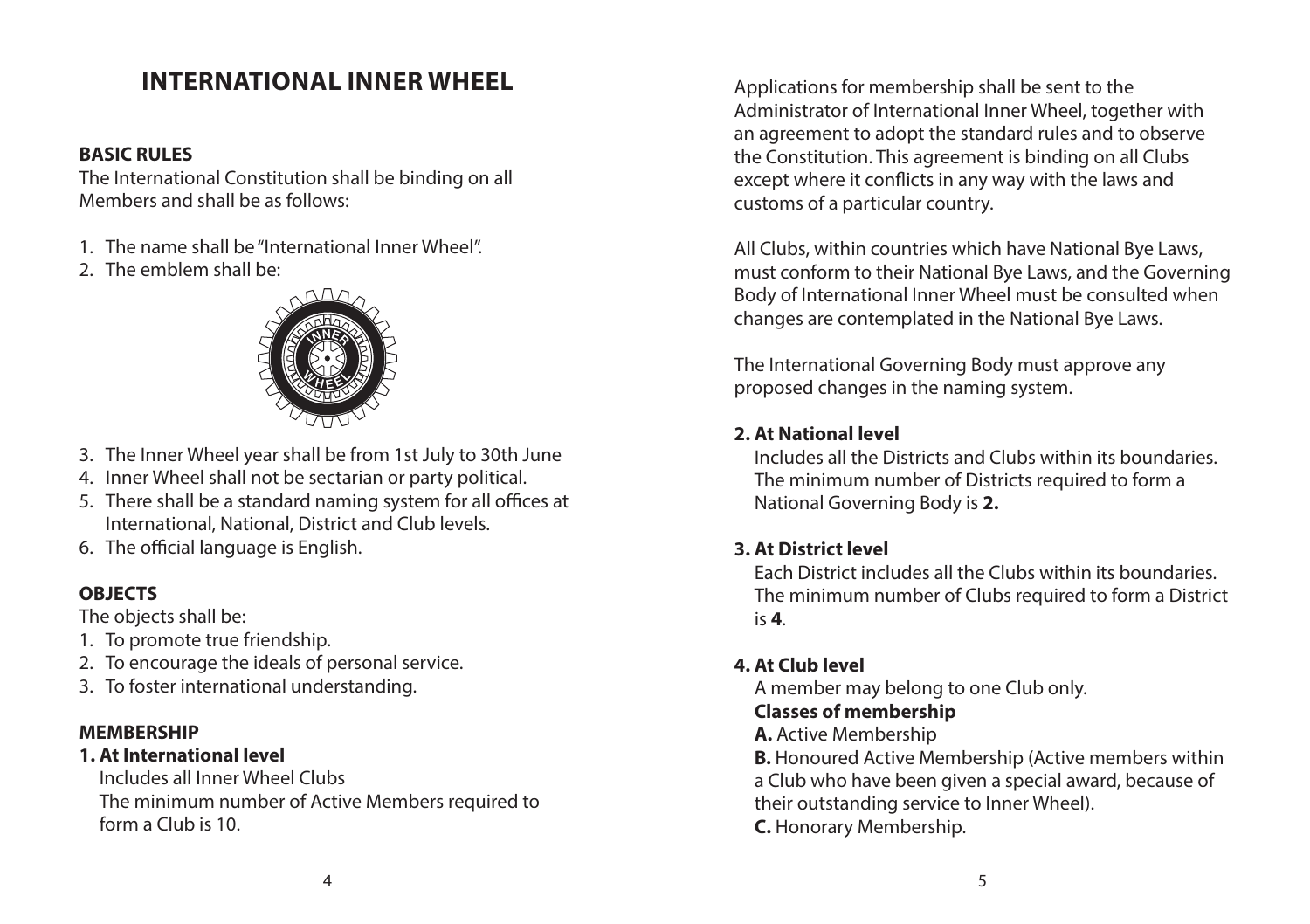# INTERNATIONAL INNER WHEEL

**BASIC RULES**

The International Constitution shall be binding on all Members and shall be as follows:

1. The name shall be "International Inner Wheel".
2. The emblem shall be:
3. The Inner Wheel year shall be from 1st July to 30th June
4. Inner Wheel shall not be sectarian or party political.
5. There shall be a standard naming system for all offices at International, National, District and Club levels.
6. The official language is English.

**OBJECTS**

The objects shall be:

1. To promote true friendship.
2. To encourage the ideals of personal service.
3. To foster international understanding.

**MEMBERSHIP**

**1. At International level**

Includes all Inner Wheel Clubs

The minimum number of Active Members required to form a Club is 10.

Applications for membership shall be sent to the Administrator of International Inner Wheel, together with an agreement to adopt the standard rules and to observe the Constitution. This agreement is binding on all Clubs except where it conflicts in any way with the laws and customs of a particular country.

All Clubs, within countries which have National Bye Laws, must conform to their National Bye Laws, and the Governing Body of International Inner Wheel must be consulted when changes are contemplated in the National Bye Laws.

The International Governing Body must approve any proposed changes in the naming system.

**2. At National level**

Includes all the Districts and Clubs within its boundaries. The minimum number of Districts required to form a National Governing Body is **2.**

**3. At District level**

Each District includes all the Clubs within its boundaries. The minimum number of Clubs required to form a District is **4**.

**4. At Club level**

A member may belong to one Club only.

**Classes of membership**

**A.** Active Membership

**B.** Honoured Active Membership (Active members within a Club who have been given a special award, because of their outstanding service to Inner Wheel).

**C.** Honorary Membership.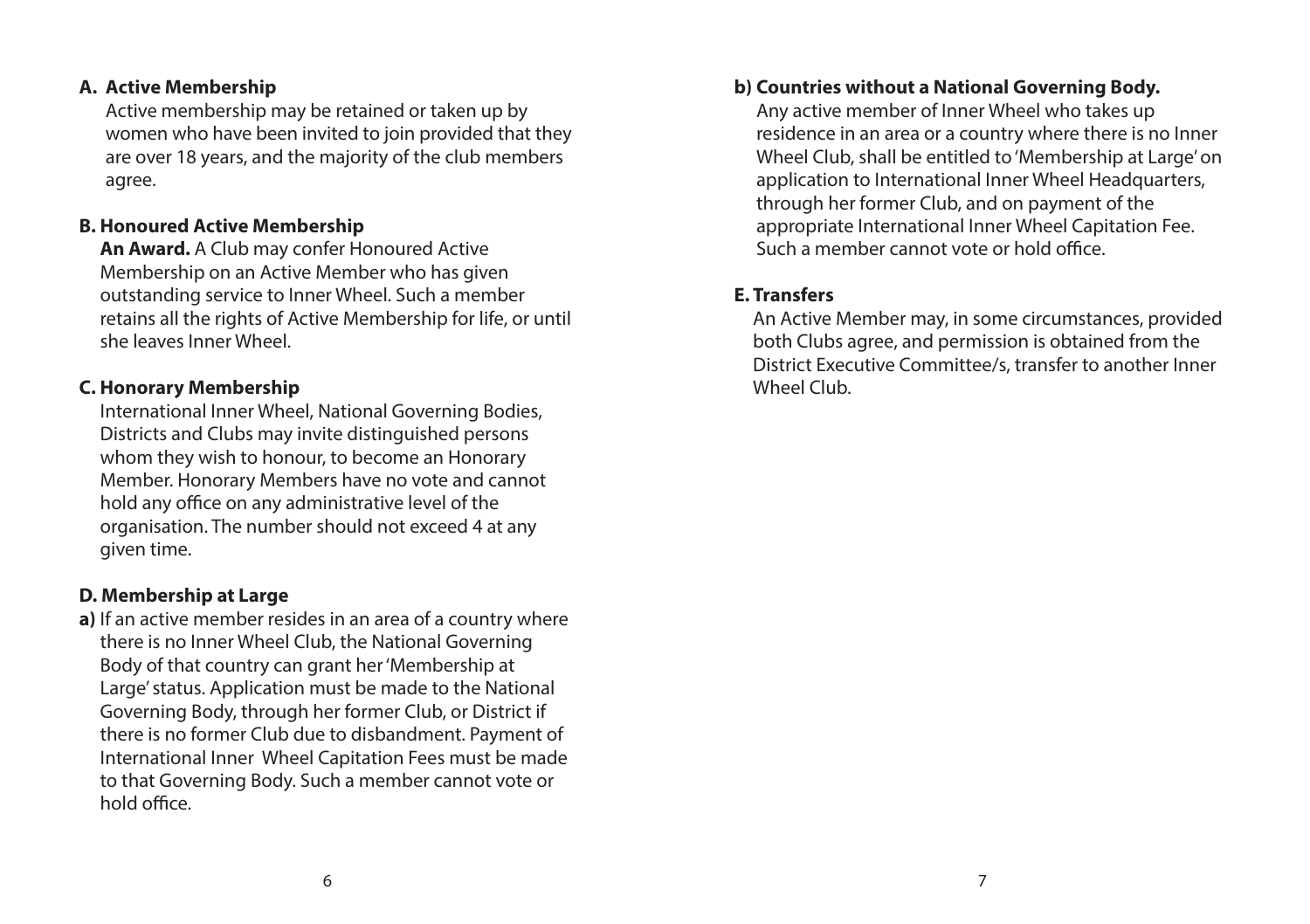## A. Active Membership

Active membership may be retained or taken up by women who have been invited to join provided that they are over 18 years, and the majority of the club members agree.

## B. Honoured Active Membership

**An Award.** A Club may confer Honoured Active Membership on an Active Member who has given outstanding service to Inner Wheel. Such a member retains all the rights of Active Membership for life, or until she leaves Inner Wheel.

## C. Honorary Membership

International Inner Wheel, National Governing Bodies, Districts and Clubs may invite distinguished persons whom they wish to honour, to become an Honorary Member. Honorary Members have no vote and cannot hold any office on any administrative level of the organisation. The number should not exceed 4 at any given time.

## D. Membership at Large

**a)** If an active member resides in an area of a country where there is no Inner Wheel Club, the National Governing Body of that country can grant her 'Membership at Large' status. Application must be made to the National Governing Body, through her former Club, or District if there is no former Club due to disbandment. Payment of International Inner Wheel Capitation Fees must be made to that Governing Body. Such a member cannot vote or hold office.

**b) Countries without a National Governing Body.**

Any active member of Inner Wheel who takes up residence in an area or a country where there is no Inner Wheel Club, shall be entitled to 'Membership at Large' on application to International Inner Wheel Headquarters, through her former Club, and on payment of the appropriate International Inner Wheel Capitation Fee. Such a member cannot vote or hold office.

## E. Transfers

An Active Member may, in some circumstances, provided both Clubs agree, and permission is obtained from the District Executive Committee/s, transfer to another Inner Wheel Club.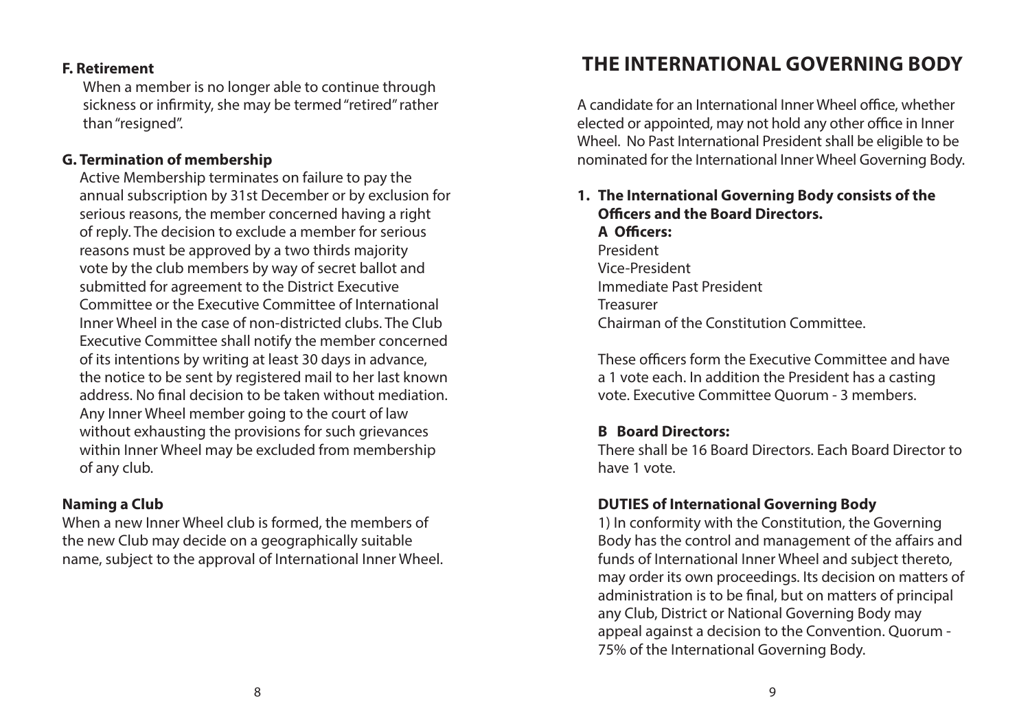**F. Retirement**

When a member is no longer able to continue through sickness or infirmity, she may be termed "retired" rather than "resigned".

**G. Termination of membership**

Active Membership terminates on failure to pay the annual subscription by 31st December or by exclusion for serious reasons, the member concerned having a right of reply. The decision to exclude a member for serious reasons must be approved by a two thirds majority vote by the club members by way of secret ballot and submitted for agreement to the District Executive Committee or the Executive Committee of International Inner Wheel in the case of non-districted clubs. The Club Executive Committee shall notify the member concerned of its intentions by writing at least 30 days in advance, the notice to be sent by registered mail to her last known address. No final decision to be taken without mediation. Any Inner Wheel member going to the court of law without exhausting the provisions for such grievances within Inner Wheel may be excluded from membership of any club.

**Naming a Club**

When a new Inner Wheel club is formed, the members of the new Club may decide on a geographically suitable name, subject to the approval of International Inner Wheel.

# THE INTERNATIONAL GOVERNING BODY

A candidate for an International Inner Wheel office, whether elected or appointed, may not hold any other office in Inner Wheel. No Past International President shall be eligible to be nominated for the International Inner Wheel Governing Body.

**1. The International Governing Body consists of the Officers and the Board Directors.**

**A Officers:**

President
Vice-President
Immediate Past President
Treasurer
Chairman of the Constitution Committee.

These officers form the Executive Committee and have a 1 vote each. In addition the President has a casting vote. Executive Committee Quorum - 3 members.

**B Board Directors:**

There shall be 16 Board Directors. Each Board Director to have 1 vote.

**DUTIES of International Governing Body**

1) In conformity with the Constitution, the Governing Body has the control and management of the affairs and funds of International Inner Wheel and subject thereto, may order its own proceedings. Its decision on matters of administration is to be final, but on matters of principal any Club, District or National Governing Body may appeal against a decision to the Convention. Quorum - 75% of the International Governing Body.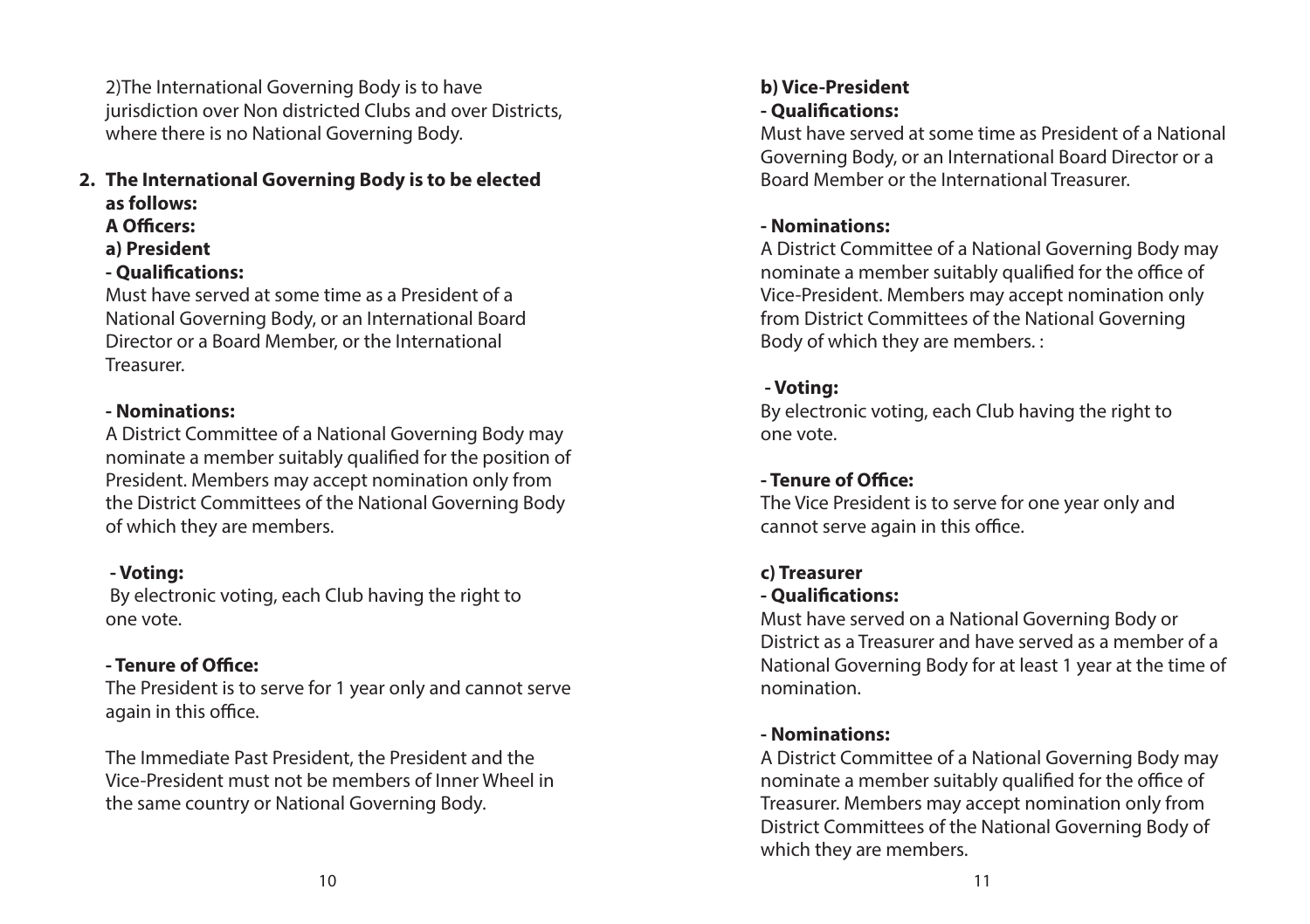2)The International Governing Body is to have jurisdiction over Non districted Clubs and over Districts, where there is no National Governing Body.

**2. The International Governing Body is to be elected as follows:**

**A Officers:**

**a) President**

**- Qualifications:**

Must have served at some time as a President of a National Governing Body, or an International Board Director or a Board Member, or the International Treasurer.

**- Nominations:**

A District Committee of a National Governing Body may nominate a member suitably qualified for the position of President. Members may accept nomination only from the District Committees of the National Governing Body of which they are members.

**- Voting:**

By electronic voting, each Club having the right to one vote.

**- Tenure of Office:**

The President is to serve for 1 year only and cannot serve again in this office.

The Immediate Past President, the President and the Vice-President must not be members of Inner Wheel in the same country or National Governing Body.

**b) Vice-President**

**- Qualifications:**

Must have served at some time as President of a National Governing Body, or an International Board Director or a Board Member or the International Treasurer.

**- Nominations:**

A District Committee of a National Governing Body may nominate a member suitably qualified for the office of Vice-President. Members may accept nomination only from District Committees of the National Governing Body of which they are members. :

**- Voting:**

By electronic voting, each Club having the right to one vote.

**- Tenure of Office:**

The Vice President is to serve for one year only and cannot serve again in this office.

**c) Treasurer**

**- Qualifications:**

Must have served on a National Governing Body or District as a Treasurer and have served as a member of a National Governing Body for at least 1 year at the time of nomination.

**- Nominations:**

A District Committee of a National Governing Body may nominate a member suitably qualified for the office of Treasurer. Members may accept nomination only from District Committees of the National Governing Body of which they are members.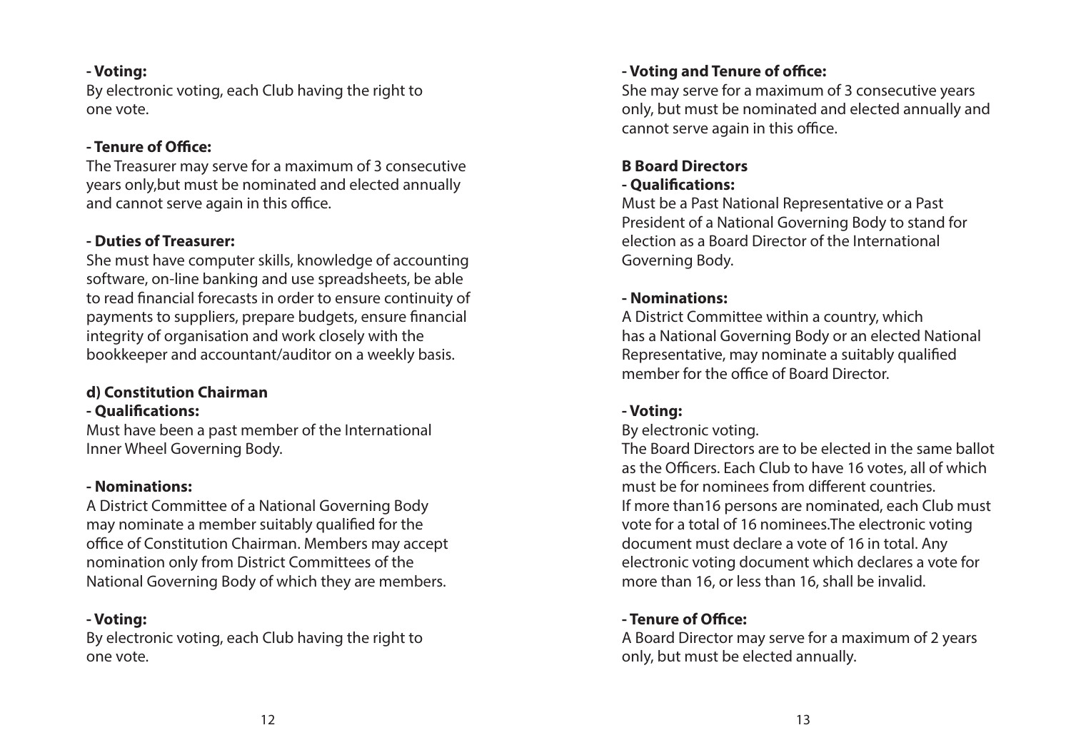**- Voting:**

By electronic voting, each Club having the right to one vote.

**- Tenure of Office:**

The Treasurer may serve for a maximum of 3 consecutive years only,but must be nominated and elected annually and cannot serve again in this office.

**- Duties of Treasurer:**

She must have computer skills, knowledge of accounting software, on-line banking and use spreadsheets, be able to read financial forecasts in order to ensure continuity of payments to suppliers, prepare budgets, ensure financial integrity of organisation and work closely with the bookkeeper and accountant/auditor on a weekly basis.

**d) Constitution Chairman**

**- Qualifications:**

Must have been a past member of the International Inner Wheel Governing Body.

**- Nominations:**

A District Committee of a National Governing Body may nominate a member suitably qualified for the office of Constitution Chairman. Members may accept nomination only from District Committees of the National Governing Body of which they are members.

**- Voting:**

By electronic voting, each Club having the right to one vote.

**- Voting and Tenure of office:**

She may serve for a maximum of 3 consecutive years only, but must be nominated and elected annually and cannot serve again in this office.

**B Board Directors**

**- Qualifications:**

Must be a Past National Representative or a Past President of a National Governing Body to stand for election as a Board Director of the International Governing Body.

**- Nominations:**

A District Committee within a country, which has a National Governing Body or an elected National Representative, may nominate a suitably qualified member for the office of Board Director.

**- Voting:**

By electronic voting.

The Board Directors are to be elected in the same ballot as the Officers. Each Club to have 16 votes, all of which must be for nominees from different countries.

If more than16 persons are nominated, each Club must vote for a total of 16 nominees.The electronic voting document must declare a vote of 16 in total. Any electronic voting document which declares a vote for more than 16, or less than 16, shall be invalid.

**- Tenure of Office:**

A Board Director may serve for a maximum of 2 years only, but must be elected annually.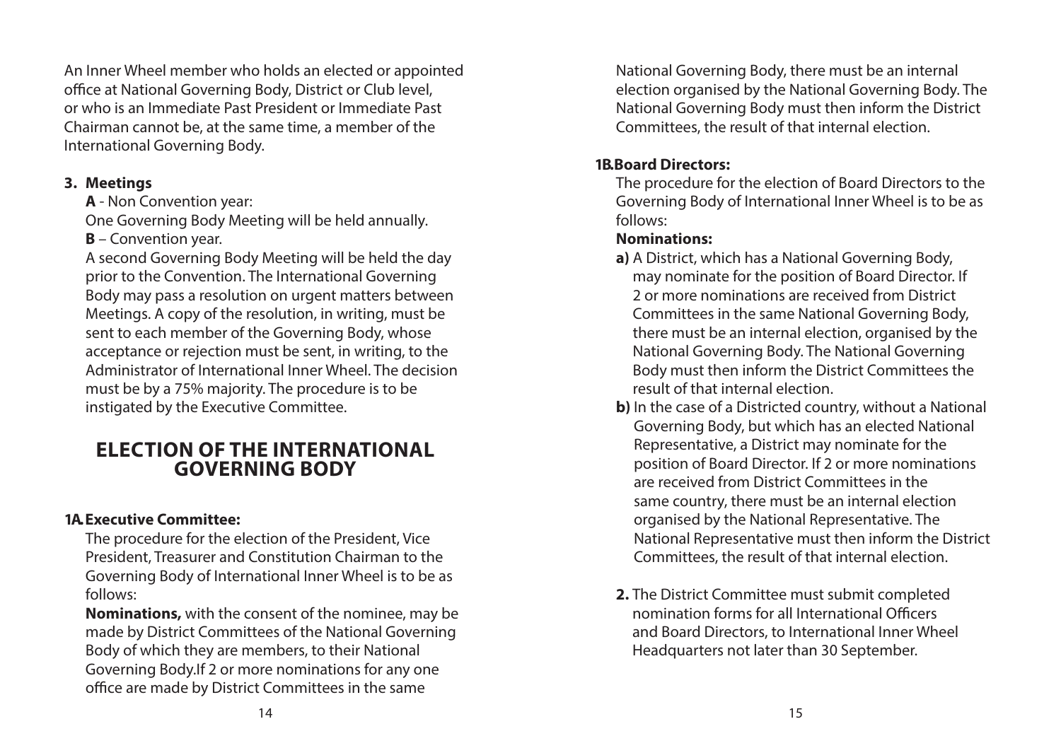An Inner Wheel member who holds an elected or appointed office at National Governing Body, District or Club level, or who is an Immediate Past President or Immediate Past Chairman cannot be, at the same time, a member of the International Governing Body.

**3. Meetings**

**A** - Non Convention year:
One Governing Body Meeting will be held annually.

**B** – Convention year.
A second Governing Body Meeting will be held the day prior to the Convention. The International Governing Body may pass a resolution on urgent matters between Meetings. A copy of the resolution, in writing, must be sent to each member of the Governing Body, whose acceptance or rejection must be sent, in writing, to the Administrator of International Inner Wheel. The decision must be by a 75% majority. The procedure is to be instigated by the Executive Committee.

## ELECTION OF THE INTERNATIONAL GOVERNING BODY

**1A. Executive Committee:**

The procedure for the election of the President, Vice President, Treasurer and Constitution Chairman to the Governing Body of International Inner Wheel is to be as follows:

**Nominations,** with the consent of the nominee, may be made by District Committees of the National Governing Body of which they are members, to their National Governing Body.If 2 or more nominations for any one office are made by District Committees in the same National Governing Body, there must be an internal election organised by the National Governing Body. The National Governing Body must then inform the District Committees, the result of that internal election.

**1B. Board Directors:**

The procedure for the election of Board Directors to the Governing Body of International Inner Wheel is to be as follows:

**Nominations:**

**a)** A District, which has a National Governing Body, may nominate for the position of Board Director. If 2 or more nominations are received from District Committees in the same National Governing Body, there must be an internal election, organised by the National Governing Body. The National Governing Body must then inform the District Committees the result of that internal election.

**b)** In the case of a Districted country, without a National Governing Body, but which has an elected National Representative, a District may nominate for the position of Board Director. If 2 or more nominations are received from District Committees in the same country, there must be an internal election organised by the National Representative. The National Representative must then inform the District Committees, the result of that internal election.

**2.** The District Committee must submit completed nomination forms for all International Officers and Board Directors, to International Inner Wheel Headquarters not later than 30 September.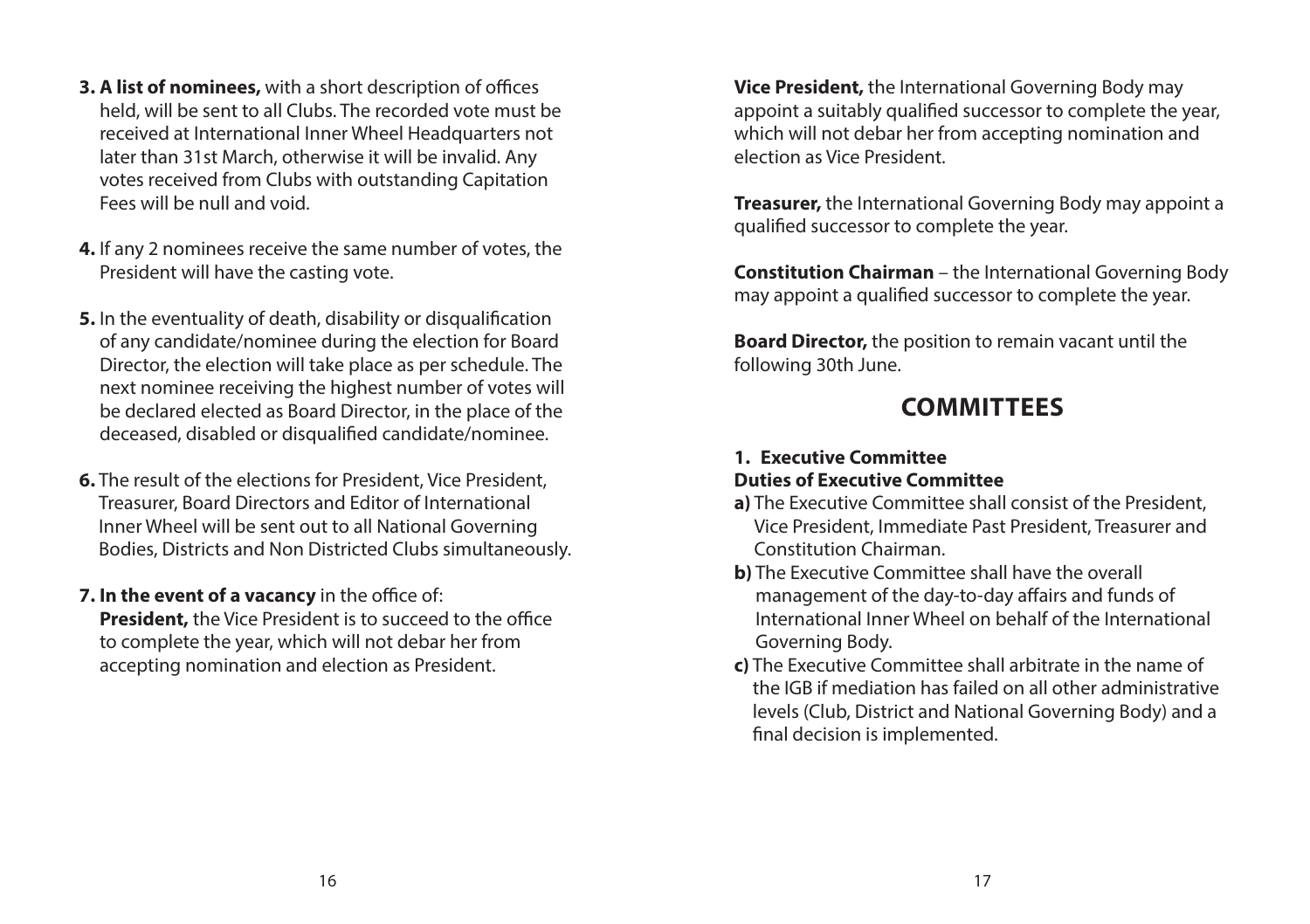**3. A list of nominees,** with a short description of offices held, will be sent to all Clubs. The recorded vote must be received at International Inner Wheel Headquarters not later than 31st March, otherwise it will be invalid. Any votes received from Clubs with outstanding Capitation Fees will be null and void.

**4.** If any 2 nominees receive the same number of votes, the President will have the casting vote.

**5.** In the eventuality of death, disability or disqualification of any candidate/nominee during the election for Board Director, the election will take place as per schedule. The next nominee receiving the highest number of votes will be declared elected as Board Director, in the place of the deceased, disabled or disqualified candidate/nominee.

**6.** The result of the elections for President, Vice President, Treasurer, Board Directors and Editor of International Inner Wheel will be sent out to all National Governing Bodies, Districts and Non Districted Clubs simultaneously.

**7. In the event of a vacancy** in the office of:

**President,** the Vice President is to succeed to the office to complete the year, which will not debar her from accepting nomination and election as President.

**Vice President,** the International Governing Body may appoint a suitably qualified successor to complete the year, which will not debar her from accepting nomination and election as Vice President.

**Treasurer,** the International Governing Body may appoint a qualified successor to complete the year.

**Constitution Chairman** – the International Governing Body may appoint a qualified successor to complete the year.

**Board Director,** the position to remain vacant until the following 30th June.

## COMMITTEES

### 1. Executive Committee

**Duties of Executive Committee**

**a)** The Executive Committee shall consist of the President, Vice President, Immediate Past President, Treasurer and Constitution Chairman.

**b)** The Executive Committee shall have the overall management of the day-to-day affairs and funds of International Inner Wheel on behalf of the International Governing Body.

**c)** The Executive Committee shall arbitrate in the name of the IGB if mediation has failed on all other administrative levels (Club, District and National Governing Body) and a final decision is implemented.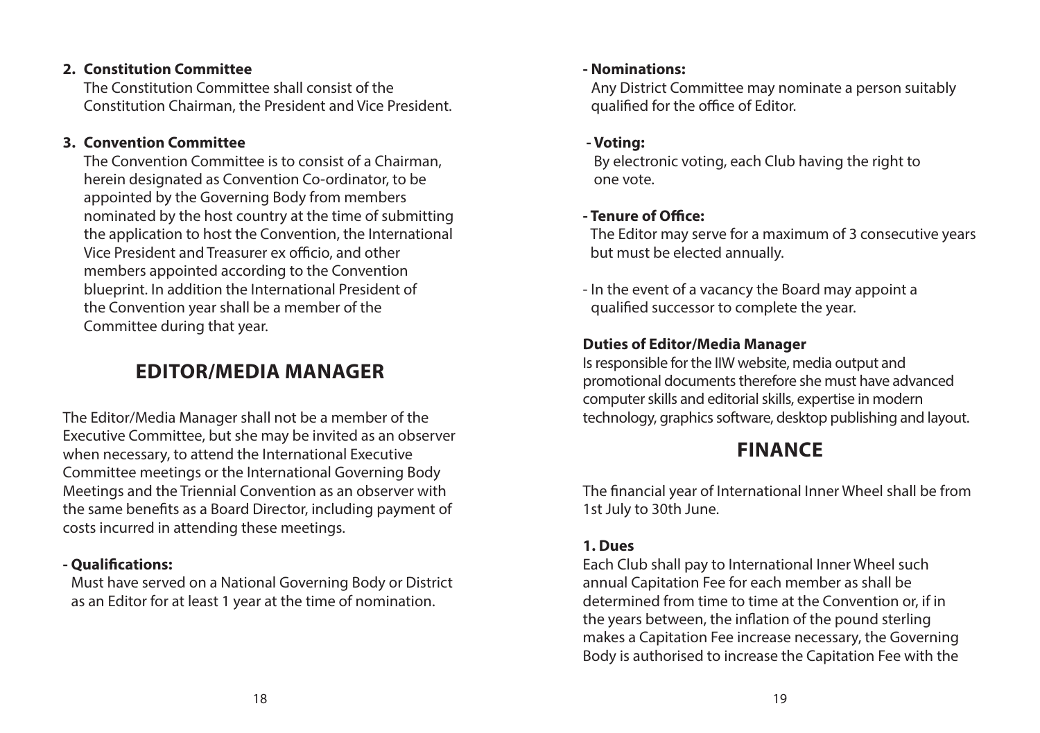**2. Constitution Committee**

The Constitution Committee shall consist of the Constitution Chairman, the President and Vice President.

**3. Convention Committee**

The Convention Committee is to consist of a Chairman, herein designated as Convention Co-ordinator, to be appointed by the Governing Body from members nominated by the host country at the time of submitting the application to host the Convention, the International Vice President and Treasurer ex officio, and other members appointed according to the Convention blueprint. In addition the International President of the Convention year shall be a member of the Committee during that year.

## EDITOR/MEDIA MANAGER

The Editor/Media Manager shall not be a member of the Executive Committee, but she may be invited as an observer when necessary, to attend the International Executive Committee meetings or the International Governing Body Meetings and the Triennial Convention as an observer with the same benefits as a Board Director, including payment of costs incurred in attending these meetings.

**- Qualifications:**

Must have served on a National Governing Body or District as an Editor for at least 1 year at the time of nomination.

**- Nominations:**

Any District Committee may nominate a person suitably qualified for the office of Editor.

**- Voting:**

By electronic voting, each Club having the right to one vote.

**- Tenure of Office:**

The Editor may serve for a maximum of 3 consecutive years but must be elected annually.

- In the event of a vacancy the Board may appoint a qualified successor to complete the year.

**Duties of Editor/Media Manager**

Is responsible for the IIW website, media output and promotional documents therefore she must have advanced computer skills and editorial skills, expertise in modern technology, graphics software, desktop publishing and layout.

## FINANCE

The financial year of International Inner Wheel shall be from 1st July to 30th June.

**1. Dues**

Each Club shall pay to International Inner Wheel such annual Capitation Fee for each member as shall be determined from time to time at the Convention or, if in the years between, the inflation of the pound sterling makes a Capitation Fee increase necessary, the Governing Body is authorised to increase the Capitation Fee with the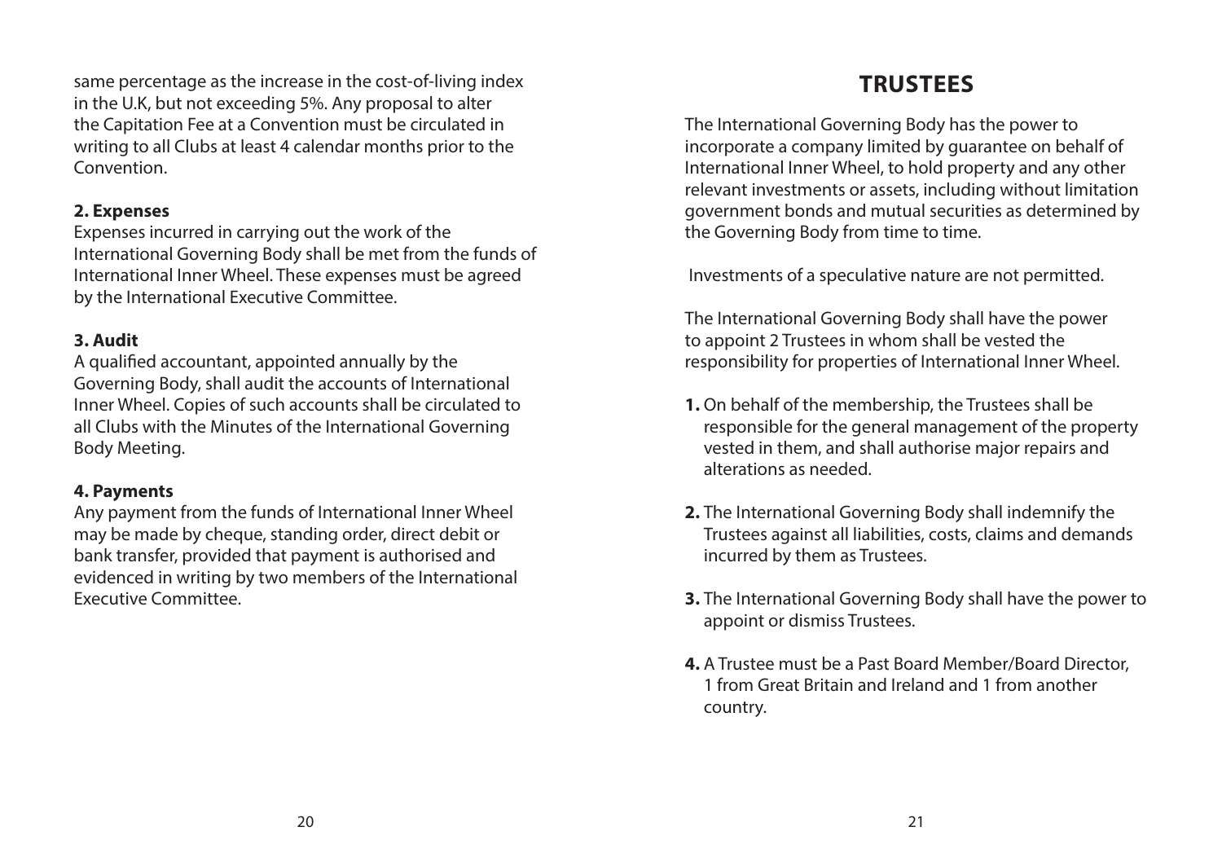same percentage as the increase in the cost-of-living index in the U.K, but not exceeding 5%. Any proposal to alter the Capitation Fee at a Convention must be circulated in writing to all Clubs at least 4 calendar months prior to the Convention.

**2. Expenses**

Expenses incurred in carrying out the work of the International Governing Body shall be met from the funds of International Inner Wheel. These expenses must be agreed by the International Executive Committee.

**3. Audit**

A qualified accountant, appointed annually by the Governing Body, shall audit the accounts of International Inner Wheel. Copies of such accounts shall be circulated to all Clubs with the Minutes of the International Governing Body Meeting.

**4. Payments**

Any payment from the funds of International Inner Wheel may be made by cheque, standing order, direct debit or bank transfer, provided that payment is authorised and evidenced in writing by two members of the International Executive Committee.

## TRUSTEES

The International Governing Body has the power to incorporate a company limited by guarantee on behalf of International Inner Wheel, to hold property and any other relevant investments or assets, including without limitation government bonds and mutual securities as determined by the Governing Body from time to time.

Investments of a speculative nature are not permitted.

The International Governing Body shall have the power to appoint 2 Trustees in whom shall be vested the responsibility for properties of International Inner Wheel.

**1.** On behalf of the membership, the Trustees shall be responsible for the general management of the property vested in them, and shall authorise major repairs and alterations as needed.

**2.** The International Governing Body shall indemnify the Trustees against all liabilities, costs, claims and demands incurred by them as Trustees.

**3.** The International Governing Body shall have the power to appoint or dismiss Trustees.

**4.** A Trustee must be a Past Board Member/Board Director, 1 from Great Britain and Ireland and 1 from another country.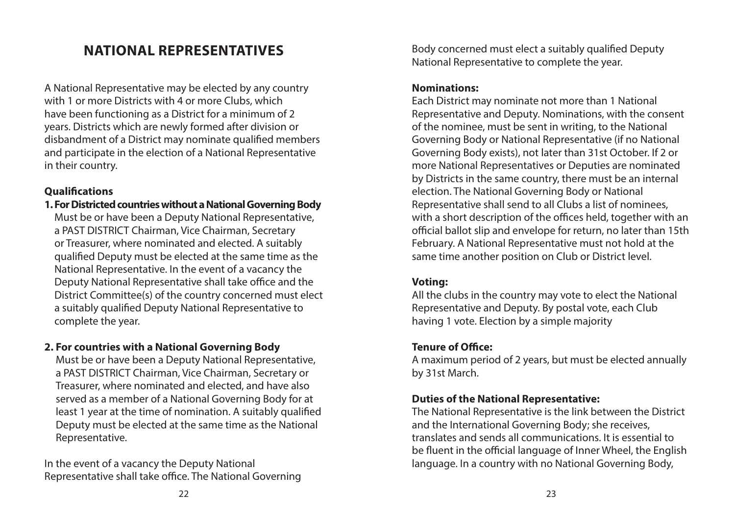# NATIONAL REPRESENTATIVES

A National Representative may be elected by any country with 1 or more Districts with 4 or more Clubs, which have been functioning as a District for a minimum of 2 years. Districts which are newly formed after division or disbandment of a District may nominate qualified members and participate in the election of a National Representative in their country.

**Qualifications**

**1. For Districted countries without a National Governing Body**

Must be or have been a Deputy National Representative, a PAST DISTRICT Chairman, Vice Chairman, Secretary or Treasurer, where nominated and elected. A suitably qualified Deputy must be elected at the same time as the National Representative. In the event of a vacancy the Deputy National Representative shall take office and the District Committee(s) of the country concerned must elect a suitably qualified Deputy National Representative to complete the year.

**2. For countries with a National Governing Body**

Must be or have been a Deputy National Representative, a PAST DISTRICT Chairman, Vice Chairman, Secretary or Treasurer, where nominated and elected, and have also served as a member of a National Governing Body for at least 1 year at the time of nomination. A suitably qualified Deputy must be elected at the same time as the National Representative.

In the event of a vacancy the Deputy National Representative shall take office. The National Governing Body concerned must elect a suitably qualified Deputy National Representative to complete the year.

**Nominations:**

Each District may nominate not more than 1 National Representative and Deputy. Nominations, with the consent of the nominee, must be sent in writing, to the National Governing Body or National Representative (if no National Governing Body exists), not later than 31st October. If 2 or more National Representatives or Deputies are nominated by Districts in the same country, there must be an internal election. The National Governing Body or National Representative shall send to all Clubs a list of nominees, with a short description of the offices held, together with an official ballot slip and envelope for return, no later than 15th February. A National Representative must not hold at the same time another position on Club or District level.

**Voting:**

All the clubs in the country may vote to elect the National Representative and Deputy. By postal vote, each Club having 1 vote. Election by a simple majority

**Tenure of Office:**

A maximum period of 2 years, but must be elected annually by 31st March.

**Duties of the National Representative:**

The National Representative is the link between the District and the International Governing Body; she receives, translates and sends all communications. It is essential to be fluent in the official language of Inner Wheel, the English language. In a country with no National Governing Body,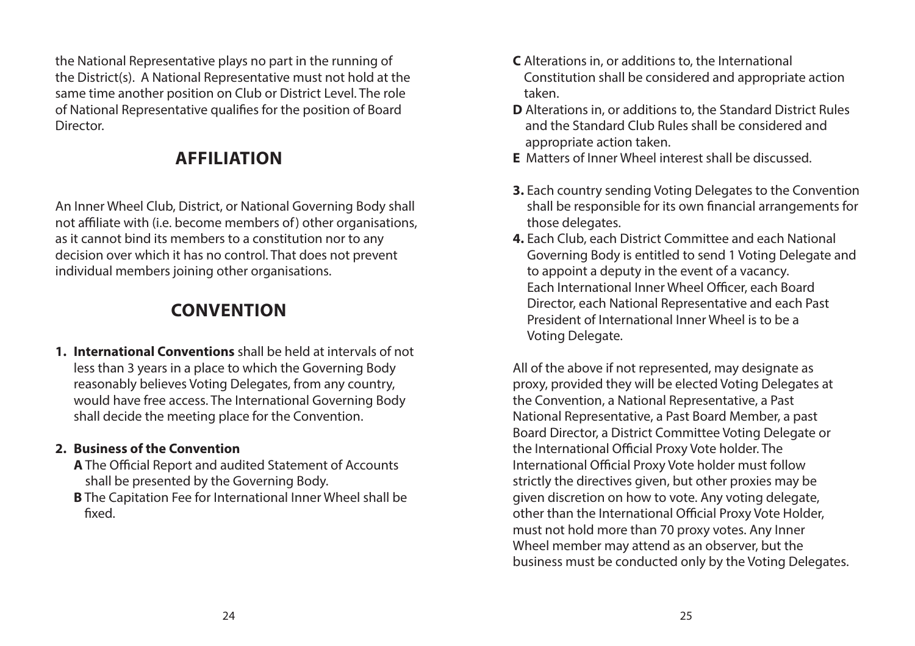the National Representative plays no part in the running of the District(s). A National Representative must not hold at the same time another position on Club or District Level. The role of National Representative qualifies for the position of Board Director.

## AFFILIATION

An Inner Wheel Club, District, or National Governing Body shall not affiliate with (i.e. become members of) other organisations, as it cannot bind its members to a constitution nor to any decision over which it has no control. That does not prevent individual members joining other organisations.

## CONVENTION

1. **International Conventions** shall be held at intervals of not less than 3 years in a place to which the Governing Body reasonably believes Voting Delegates, from any country, would have free access. The International Governing Body shall decide the meeting place for the Convention.

2. **Business of the Convention**
   - **A** The Official Report and audited Statement of Accounts shall be presented by the Governing Body.
   - **B** The Capitation Fee for International Inner Wheel shall be fixed.
   - **C** Alterations in, or additions to, the International Constitution shall be considered and appropriate action taken.
   - **D** Alterations in, or additions to, the Standard District Rules and the Standard Club Rules shall be considered and appropriate action taken.
   - **E** Matters of Inner Wheel interest shall be discussed.

3. Each country sending Voting Delegates to the Convention shall be responsible for its own financial arrangements for those delegates.

4. Each Club, each District Committee and each National Governing Body is entitled to send 1 Voting Delegate and to appoint a deputy in the event of a vacancy. Each International Inner Wheel Officer, each Board Director, each National Representative and each Past President of International Inner Wheel is to be a Voting Delegate.

All of the above if not represented, may designate as proxy, provided they will be elected Voting Delegates at the Convention, a National Representative, a Past National Representative, a Past Board Member, a past Board Director, a District Committee Voting Delegate or the International Official Proxy Vote holder. The International Official Proxy Vote holder must follow strictly the directives given, but other proxies may be given discretion on how to vote. Any voting delegate, other than the International Official Proxy Vote Holder, must not hold more than 70 proxy votes. Any Inner Wheel member may attend as an observer, but the business must be conducted only by the Voting Delegates.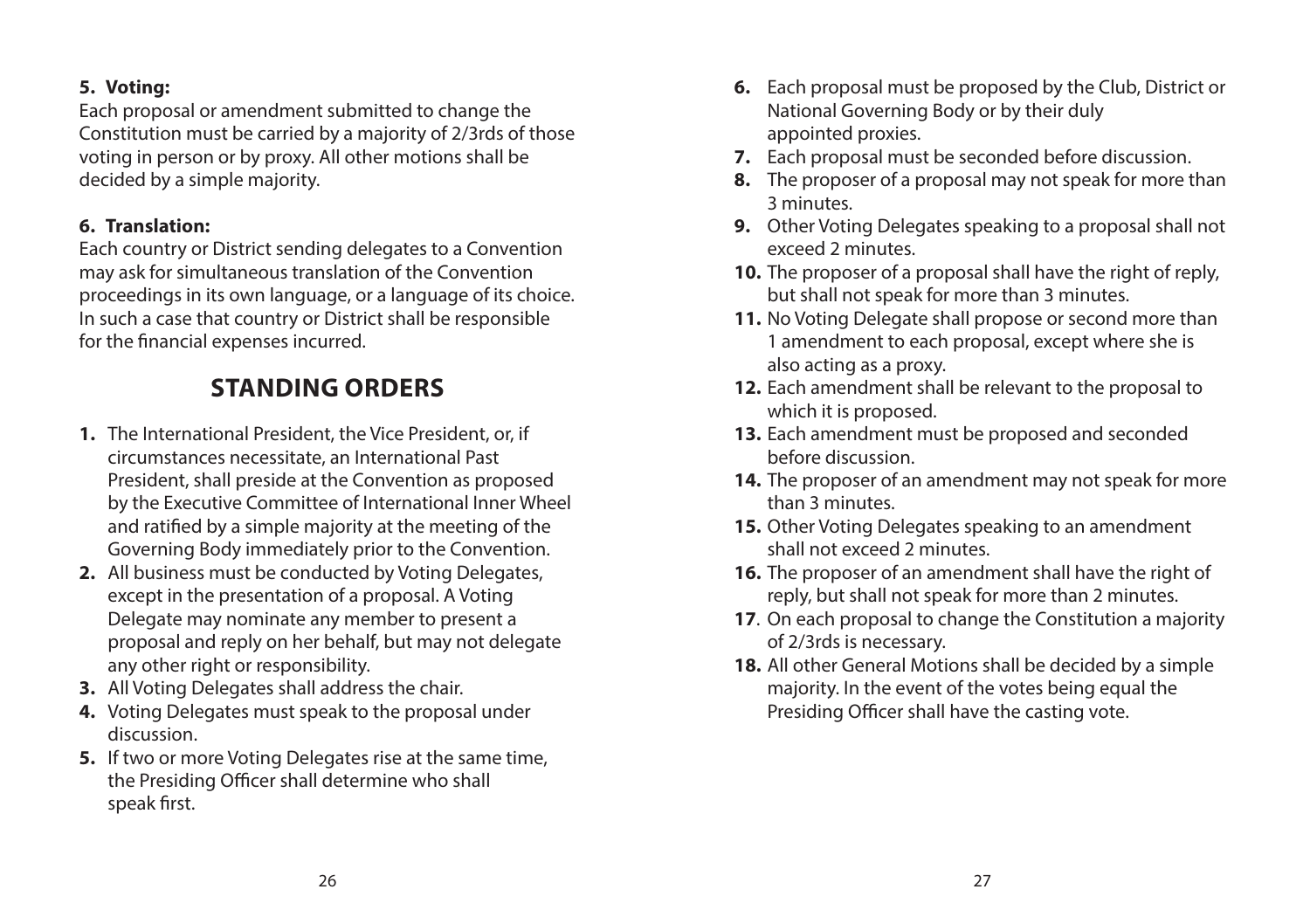**5. Voting:**

Each proposal or amendment submitted to change the Constitution must be carried by a majority of 2/3rds of those voting in person or by proxy. All other motions shall be decided by a simple majority.

**6. Translation:**

Each country or District sending delegates to a Convention may ask for simultaneous translation of the Convention proceedings in its own language, or a language of its choice. In such a case that country or District shall be responsible for the financial expenses incurred.

## STANDING ORDERS

1. The International President, the Vice President, or, if circumstances necessitate, an International Past President, shall preside at the Convention as proposed by the Executive Committee of International Inner Wheel and ratified by a simple majority at the meeting of the Governing Body immediately prior to the Convention.
2. All business must be conducted by Voting Delegates, except in the presentation of a proposal. A Voting Delegate may nominate any member to present a proposal and reply on her behalf, but may not delegate any other right or responsibility.
3. All Voting Delegates shall address the chair.
4. Voting Delegates must speak to the proposal under discussion.
5. If two or more Voting Delegates rise at the same time, the Presiding Officer shall determine who shall speak first.
6. Each proposal must be proposed by the Club, District or National Governing Body or by their duly appointed proxies.
7. Each proposal must be seconded before discussion.
8. The proposer of a proposal may not speak for more than 3 minutes.
9. Other Voting Delegates speaking to a proposal shall not exceed 2 minutes.
10. The proposer of a proposal shall have the right of reply, but shall not speak for more than 3 minutes.
11. No Voting Delegate shall propose or second more than 1 amendment to each proposal, except where she is also acting as a proxy.
12. Each amendment shall be relevant to the proposal to which it is proposed.
13. Each amendment must be proposed and seconded before discussion.
14. The proposer of an amendment may not speak for more than 3 minutes.
15. Other Voting Delegates speaking to an amendment shall not exceed 2 minutes.
16. The proposer of an amendment shall have the right of reply, but shall not speak for more than 2 minutes.
17. On each proposal to change the Constitution a majority of 2/3rds is necessary.
18. All other General Motions shall be decided by a simple majority. In the event of the votes being equal the Presiding Officer shall have the casting vote.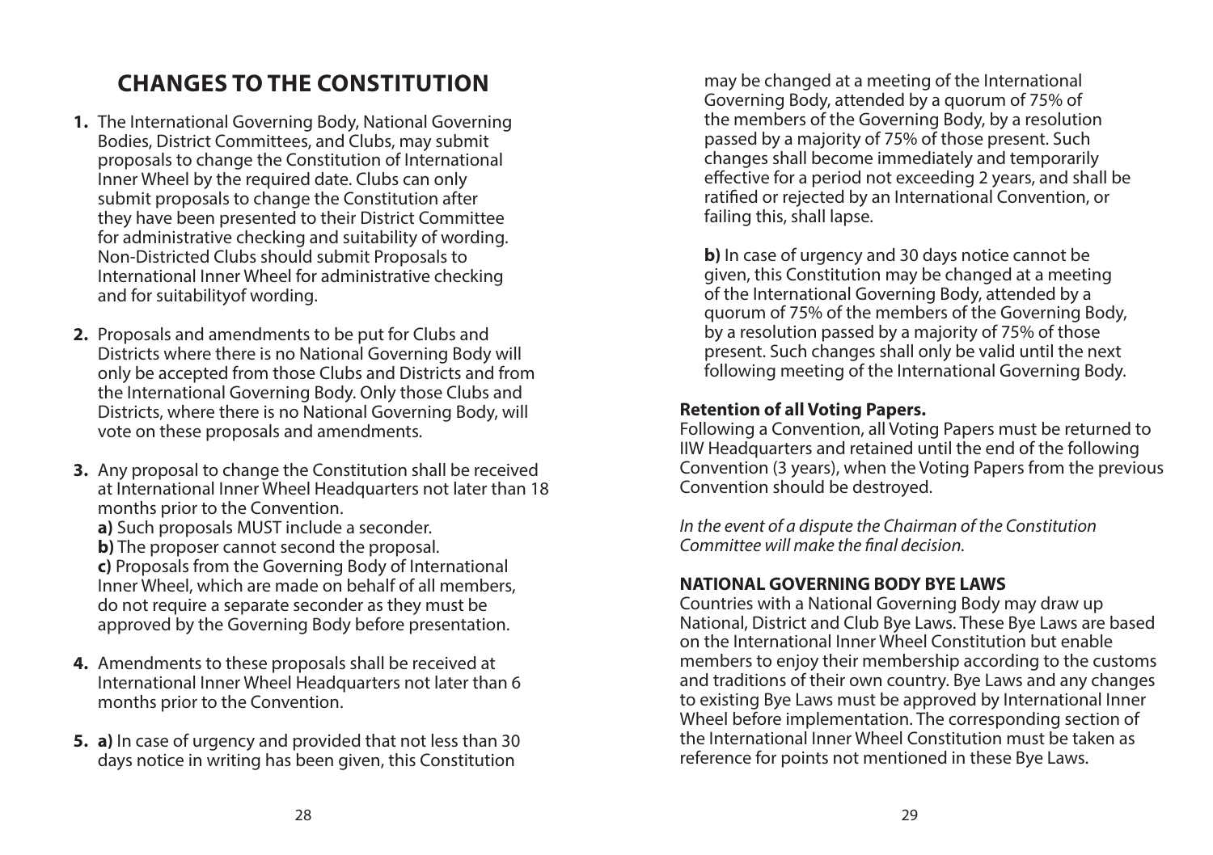# CHANGES TO THE CONSTITUTION

1. The International Governing Body, National Governing Bodies, District Committees, and Clubs, may submit proposals to change the Constitution of International Inner Wheel by the required date. Clubs can only submit proposals to change the Constitution after they have been presented to their District Committee for administrative checking and suitability of wording. Non-Districted Clubs should submit Proposals to International Inner Wheel for administrative checking and for suitabilityof wording.

2. Proposals and amendments to be put for Clubs and Districts where there is no National Governing Body will only be accepted from those Clubs and Districts and from the International Governing Body. Only those Clubs and Districts, where there is no National Governing Body, will vote on these proposals and amendments.

3. Any proposal to change the Constitution shall be received at International Inner Wheel Headquarters not later than 18 months prior to the Convention.
   **a)** Such proposals MUST include a seconder.
   **b)** The proposer cannot second the proposal.
   **c)** Proposals from the Governing Body of International Inner Wheel, which are made on behalf of all members, do not require a separate seconder as they must be approved by the Governing Body before presentation.

4. Amendments to these proposals shall be received at International Inner Wheel Headquarters not later than 6 months prior to the Convention.

5. **a)** In case of urgency and provided that not less than 30 days notice in writing has been given, this Constitution may be changed at a meeting of the International Governing Body, attended by a quorum of 75% of the members of the Governing Body, by a resolution passed by a majority of 75% of those present. Such changes shall become immediately and temporarily effective for a period not exceeding 2 years, and shall be ratified or rejected by an International Convention, or failing this, shall lapse.

   **b)** In case of urgency and 30 days notice cannot be given, this Constitution may be changed at a meeting of the International Governing Body, attended by a quorum of 75% of the members of the Governing Body, by a resolution passed by a majority of 75% of those present. Such changes shall only be valid until the next following meeting of the International Governing Body.

**Retention of all Voting Papers.**
Following a Convention, all Voting Papers must be returned to IIW Headquarters and retained until the end of the following Convention (3 years), when the Voting Papers from the previous Convention should be destroyed.

*In the event of a dispute the Chairman of the Constitution Committee will make the final decision.*

**NATIONAL GOVERNING BODY BYE LAWS**
Countries with a National Governing Body may draw up National, District and Club Bye Laws. These Bye Laws are based on the International Inner Wheel Constitution but enable members to enjoy their membership according to the customs and traditions of their own country. Bye Laws and any changes to existing Bye Laws must be approved by International Inner Wheel before implementation. The corresponding section of the International Inner Wheel Constitution must be taken as reference for points not mentioned in these Bye Laws.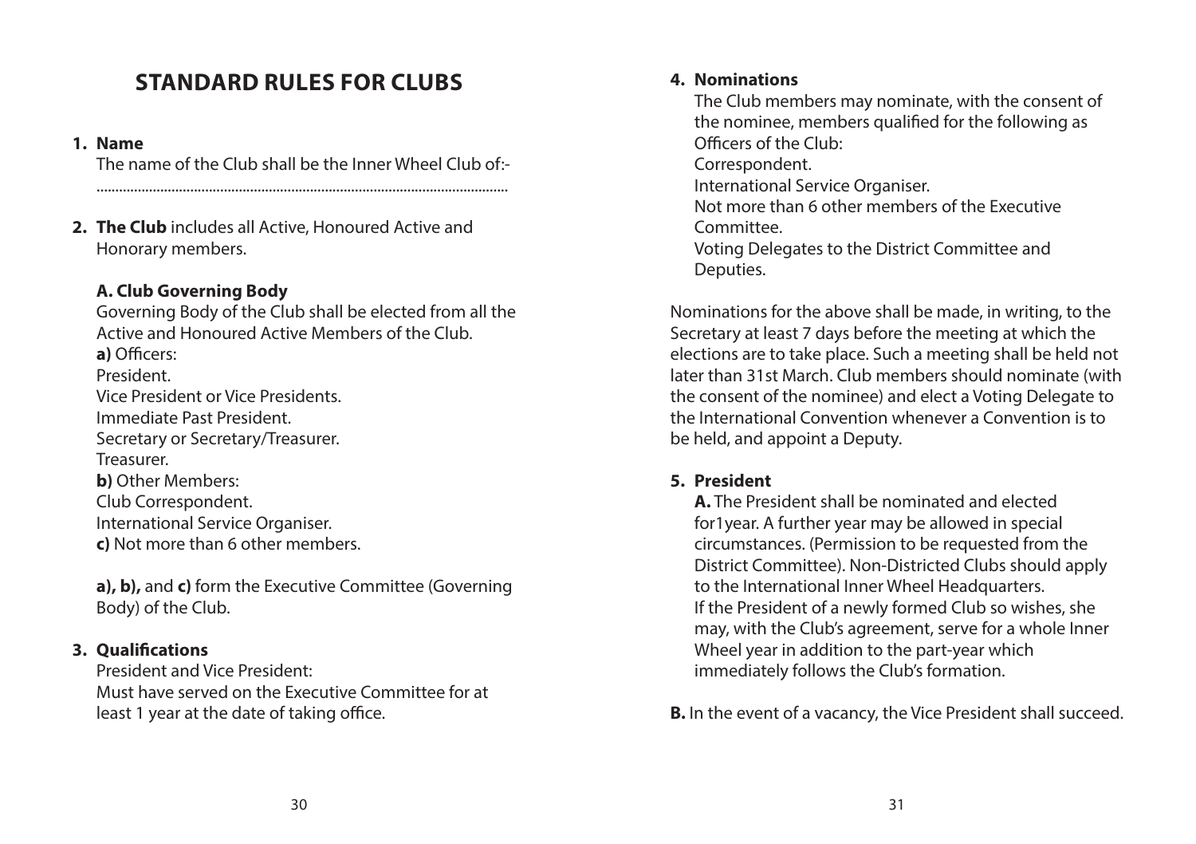# STANDARD RULES FOR CLUBS

**1. Name**

The name of the Club shall be the Inner Wheel Club of:-

..........................................................................................................

**2. The Club** includes all Active, Honoured Active and Honorary members.

**A. Club Governing Body**

Governing Body of the Club shall be elected from all the Active and Honoured Active Members of the Club.

**a)** Officers:
President.
Vice President or Vice Presidents.
Immediate Past President.
Secretary or Secretary/Treasurer.
Treasurer.

**b)** Other Members:
Club Correspondent.
International Service Organiser.

**c)** Not more than 6 other members.

**a), b),** and **c)** form the Executive Committee (Governing Body) of the Club.

**3. Qualifications**

President and Vice President:
Must have served on the Executive Committee for at least 1 year at the date of taking office.

**4. Nominations**

The Club members may nominate, with the consent of the nominee, members qualified for the following as Officers of the Club:
Correspondent.
International Service Organiser.
Not more than 6 other members of the Executive Committee.
Voting Delegates to the District Committee and Deputies.

Nominations for the above shall be made, in writing, to the Secretary at least 7 days before the meeting at which the elections are to take place. Such a meeting shall be held not later than 31st March. Club members should nominate (with the consent of the nominee) and elect a Voting Delegate to the International Convention whenever a Convention is to be held, and appoint a Deputy.

**5. President**

**A.** The President shall be nominated and elected for1year. A further year may be allowed in special circumstances. (Permission to be requested from the District Committee). Non-Districted Clubs should apply to the International Inner Wheel Headquarters.
If the President of a newly formed Club so wishes, she may, with the Club's agreement, serve for a whole Inner Wheel year in addition to the part-year which immediately follows the Club's formation.

**B.** In the event of a vacancy, the Vice President shall succeed.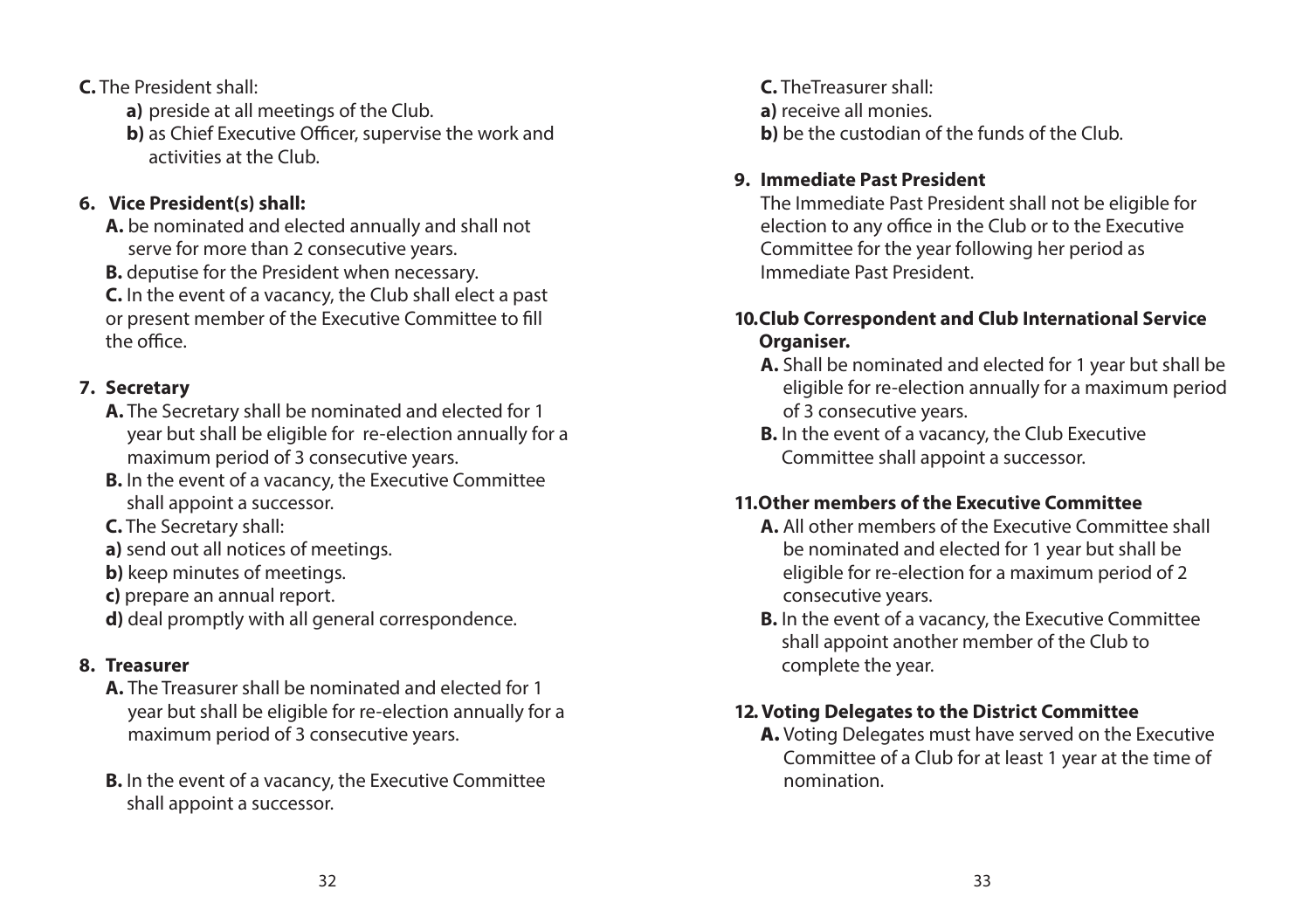**C.** The President shall:

**a)** preside at all meetings of the Club.

**b)** as Chief Executive Officer, supervise the work and activities at the Club.

## 6. Vice President(s) shall:

**A.** be nominated and elected annually and shall not serve for more than 2 consecutive years.

**B.** deputise for the President when necessary.

**C.** In the event of a vacancy, the Club shall elect a past or present member of the Executive Committee to fill the office.

## 7. Secretary

**A.** The Secretary shall be nominated and elected for 1 year but shall be eligible for re-election annually for a maximum period of 3 consecutive years.

**B.** In the event of a vacancy, the Executive Committee shall appoint a successor.

**C.** The Secretary shall:

**a)** send out all notices of meetings.

**b)** keep minutes of meetings.

**c)** prepare an annual report.

**d)** deal promptly with all general correspondence.

## 8. Treasurer

**A.** The Treasurer shall be nominated and elected for 1 year but shall be eligible for re-election annually for a maximum period of 3 consecutive years.

**B.** In the event of a vacancy, the Executive Committee shall appoint a successor.

**C.** TheTreasurer shall:

**a)** receive all monies.

**b)** be the custodian of the funds of the Club.

## 9. Immediate Past President

The Immediate Past President shall not be eligible for election to any office in the Club or to the Executive Committee for the year following her period as Immediate Past President.

## 10. Club Correspondent and Club International Service Organiser.

**A.** Shall be nominated and elected for 1 year but shall be eligible for re-election annually for a maximum period of 3 consecutive years.

**B.** In the event of a vacancy, the Club Executive Committee shall appoint a successor.

## 11. Other members of the Executive Committee

**A.** All other members of the Executive Committee shall be nominated and elected for 1 year but shall be eligible for re-election for a maximum period of 2 consecutive years.

**B.** In the event of a vacancy, the Executive Committee shall appoint another member of the Club to complete the year.

## 12. Voting Delegates to the District Committee

**A.** Voting Delegates must have served on the Executive Committee of a Club for at least 1 year at the time of nomination.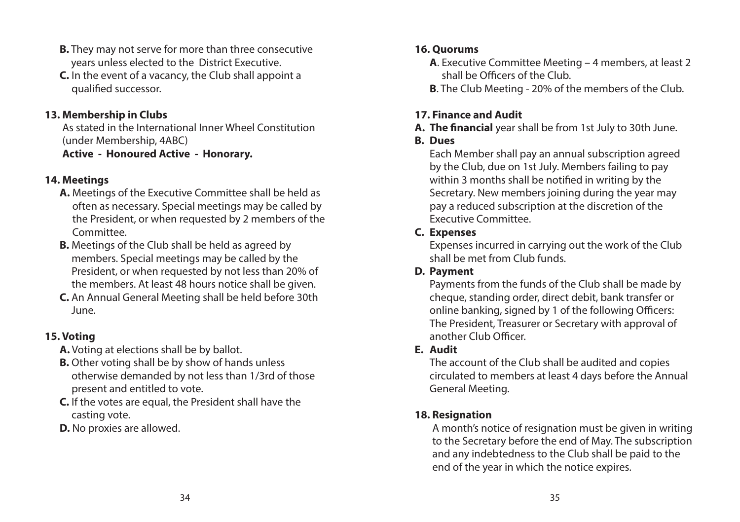**B.** They may not serve for more than three consecutive years unless elected to the District Executive.

**C.** In the event of a vacancy, the Club shall appoint a qualified successor.

## 13. Membership in Clubs

As stated in the International Inner Wheel Constitution (under Membership, 4ABC)

**Active - Honoured Active - Honorary.**

## 14. Meetings

**A.** Meetings of the Executive Committee shall be held as often as necessary. Special meetings may be called by the President, or when requested by 2 members of the Committee.

**B.** Meetings of the Club shall be held as agreed by members. Special meetings may be called by the President, or when requested by not less than 20% of the members. At least 48 hours notice shall be given.

**C.** An Annual General Meeting shall be held before 30th June.

## 15. Voting

**A.** Voting at elections shall be by ballot.

**B.** Other voting shall be by show of hands unless otherwise demanded by not less than 1/3rd of those present and entitled to vote.

**C.** If the votes are equal, the President shall have the casting vote.

**D.** No proxies are allowed.

## 16. Quorums

**A**. Executive Committee Meeting – 4 members, at least 2 shall be Officers of the Club.

**B**. The Club Meeting - 20% of the members of the Club.

## 17. Finance and Audit

**A. The financial** year shall be from 1st July to 30th June.

**B. Dues**

Each Member shall pay an annual subscription agreed by the Club, due on 1st July. Members failing to pay within 3 months shall be notified in writing by the Secretary. New members joining during the year may pay a reduced subscription at the discretion of the Executive Committee.

**C. Expenses**

Expenses incurred in carrying out the work of the Club shall be met from Club funds.

**D. Payment**

Payments from the funds of the Club shall be made by cheque, standing order, direct debit, bank transfer or online banking, signed by 1 of the following Officers: The President, Treasurer or Secretary with approval of another Club Officer.

**E. Audit**

The account of the Club shall be audited and copies circulated to members at least 4 days before the Annual General Meeting.

## 18. Resignation

A month's notice of resignation must be given in writing to the Secretary before the end of May. The subscription and any indebtedness to the Club shall be paid to the end of the year in which the notice expires.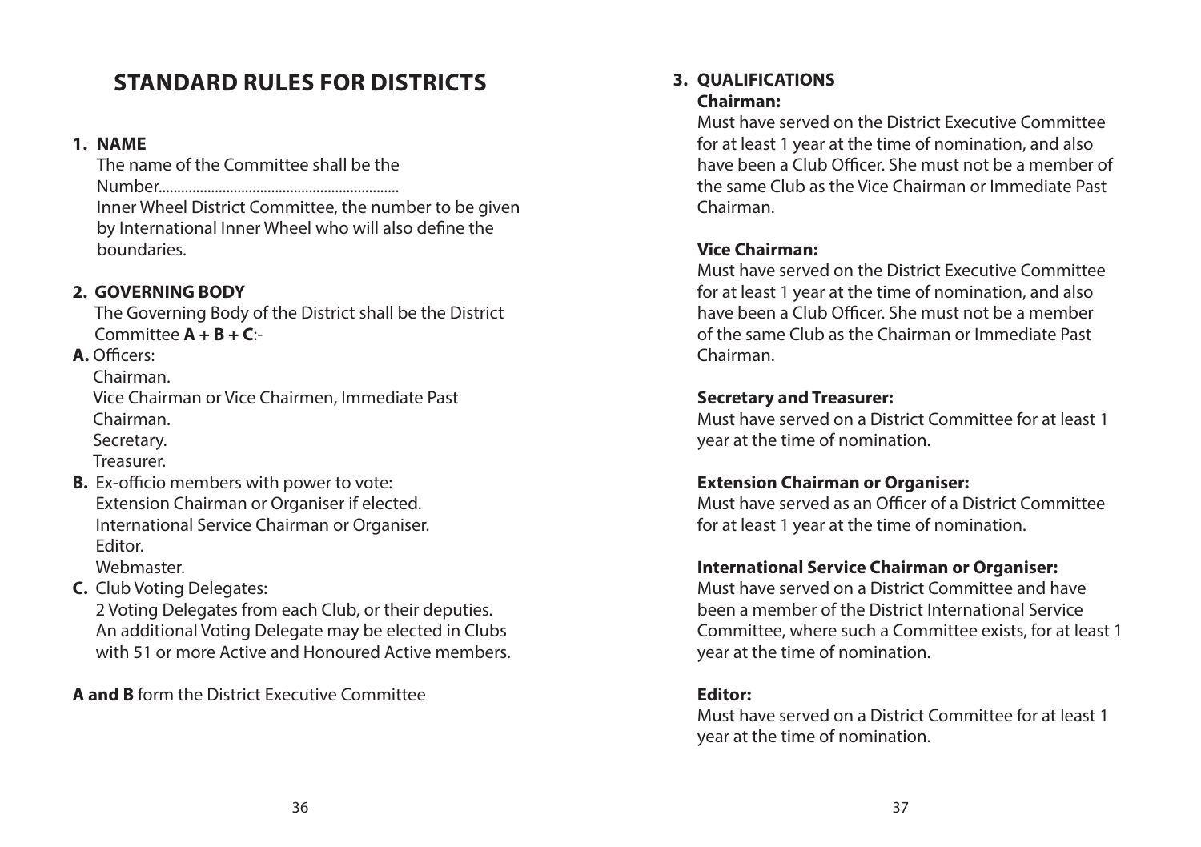# STANDARD RULES FOR DISTRICTS

**1. NAME**

The name of the Committee shall be the Number................................................................ Inner Wheel District Committee, the number to be given by International Inner Wheel who will also define the boundaries.

**2. GOVERNING BODY**

The Governing Body of the District shall be the District Committee **A + B + C**:-

**A.** Officers:
Chairman.
Vice Chairman or Vice Chairmen, Immediate Past Chairman.
Secretary.
Treasurer.

**B.** Ex-officio members with power to vote:
Extension Chairman or Organiser if elected.
International Service Chairman or Organiser.
Editor.
Webmaster.

**C.** Club Voting Delegates:
2 Voting Delegates from each Club, or their deputies. An additional Voting Delegate may be elected in Clubs with 51 or more Active and Honoured Active members.

**A and B** form the District Executive Committee

**3. QUALIFICATIONS**

**Chairman:**
Must have served on the District Executive Committee for at least 1 year at the time of nomination, and also have been a Club Officer. She must not be a member of the same Club as the Vice Chairman or Immediate Past Chairman.

**Vice Chairman:**
Must have served on the District Executive Committee for at least 1 year at the time of nomination, and also have been a Club Officer. She must not be a member of the same Club as the Chairman or Immediate Past Chairman.

**Secretary and Treasurer:**
Must have served on a District Committee for at least 1 year at the time of nomination.

**Extension Chairman or Organiser:**
Must have served as an Officer of a District Committee for at least 1 year at the time of nomination.

**International Service Chairman or Organiser:**
Must have served on a District Committee and have been a member of the District International Service Committee, where such a Committee exists, for at least 1 year at the time of nomination.

**Editor:**
Must have served on a District Committee for at least 1 year at the time of nomination.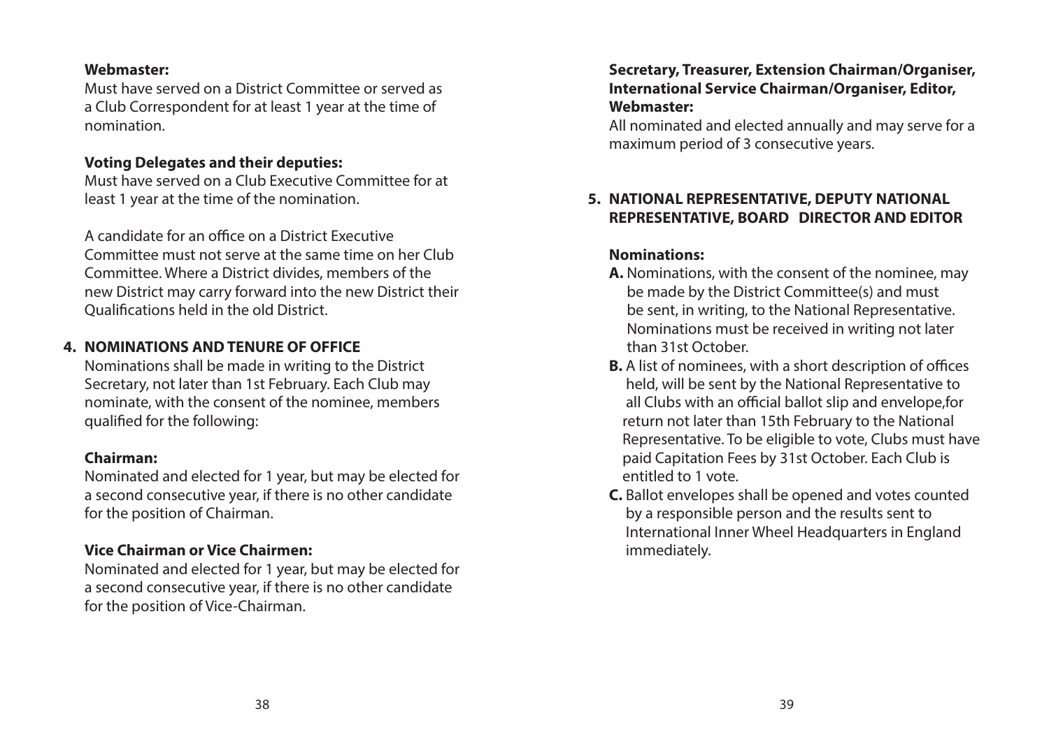**Webmaster:**

Must have served on a District Committee or served as a Club Correspondent for at least 1 year at the time of nomination.

**Voting Delegates and their deputies:**

Must have served on a Club Executive Committee for at least 1 year at the time of the nomination.

A candidate for an office on a District Executive Committee must not serve at the same time on her Club Committee. Where a District divides, members of the new District may carry forward into the new District their Qualifications held in the old District.

## 4. NOMINATIONS AND TENURE OF OFFICE

Nominations shall be made in writing to the District Secretary, not later than 1st February. Each Club may nominate, with the consent of the nominee, members qualified for the following:

**Chairman:**

Nominated and elected for 1 year, but may be elected for a second consecutive year, if there is no other candidate for the position of Chairman.

**Vice Chairman or Vice Chairmen:**

Nominated and elected for 1 year, but may be elected for a second consecutive year, if there is no other candidate for the position of Vice-Chairman.

**Secretary, Treasurer, Extension Chairman/Organiser, International Service Chairman/Organiser, Editor, Webmaster:**

All nominated and elected annually and may serve for a maximum period of 3 consecutive years.

## 5. NATIONAL REPRESENTATIVE, DEPUTY NATIONAL REPRESENTATIVE, BOARD DIRECTOR AND EDITOR

**Nominations:**

**A.** Nominations, with the consent of the nominee, may be made by the District Committee(s) and must be sent, in writing, to the National Representative. Nominations must be received in writing not later than 31st October.

**B.** A list of nominees, with a short description of offices held, will be sent by the National Representative to all Clubs with an official ballot slip and envelope,for return not later than 15th February to the National Representative. To be eligible to vote, Clubs must have paid Capitation Fees by 31st October. Each Club is entitled to 1 vote.

**C.** Ballot envelopes shall be opened and votes counted by a responsible person and the results sent to International Inner Wheel Headquarters in England immediately.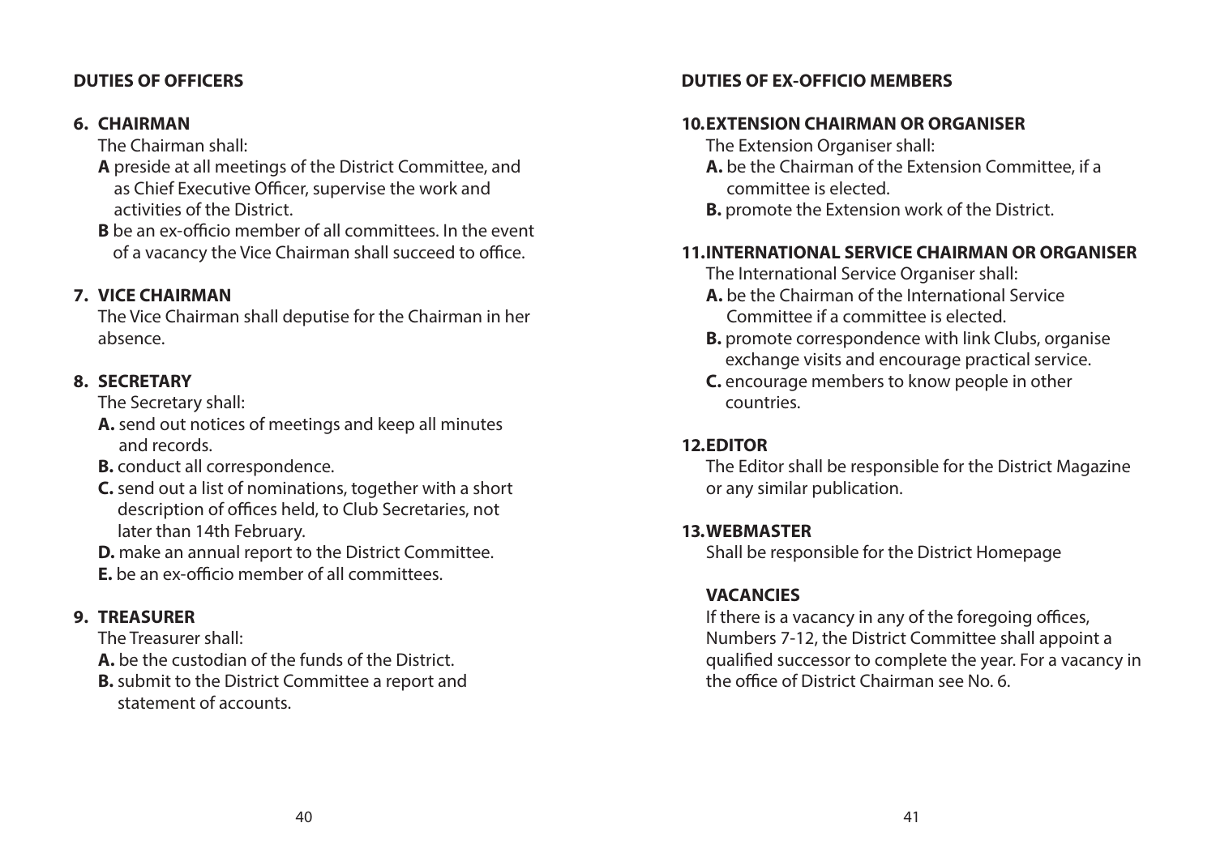## DUTIES OF OFFICERS

### 6. CHAIRMAN

The Chairman shall:

**A** preside at all meetings of the District Committee, and as Chief Executive Officer, supervise the work and activities of the District.

**B** be an ex-officio member of all committees. In the event of a vacancy the Vice Chairman shall succeed to office.

### 7. VICE CHAIRMAN

The Vice Chairman shall deputise for the Chairman in her absence.

### 8. SECRETARY

The Secretary shall:

**A.** send out notices of meetings and keep all minutes and records.

**B.** conduct all correspondence.

**C.** send out a list of nominations, together with a short description of offices held, to Club Secretaries, not later than 14th February.

**D.** make an annual report to the District Committee.

**E.** be an ex-officio member of all committees.

### 9. TREASURER

The Treasurer shall:

**A.** be the custodian of the funds of the District.

**B.** submit to the District Committee a report and statement of accounts.

## DUTIES OF EX-OFFICIO MEMBERS

### 10. EXTENSION CHAIRMAN OR ORGANISER

The Extension Organiser shall:

**A.** be the Chairman of the Extension Committee, if a committee is elected.

**B.** promote the Extension work of the District.

### 11. INTERNATIONAL SERVICE CHAIRMAN OR ORGANISER

The International Service Organiser shall:

**A.** be the Chairman of the International Service Committee if a committee is elected.

**B.** promote correspondence with link Clubs, organise exchange visits and encourage practical service.

**C.** encourage members to know people in other countries.

### 12. EDITOR

The Editor shall be responsible for the District Magazine or any similar publication.

### 13. WEBMASTER

Shall be responsible for the District Homepage

### VACANCIES

If there is a vacancy in any of the foregoing offices, Numbers 7-12, the District Committee shall appoint a qualified successor to complete the year. For a vacancy in the office of District Chairman see No. 6.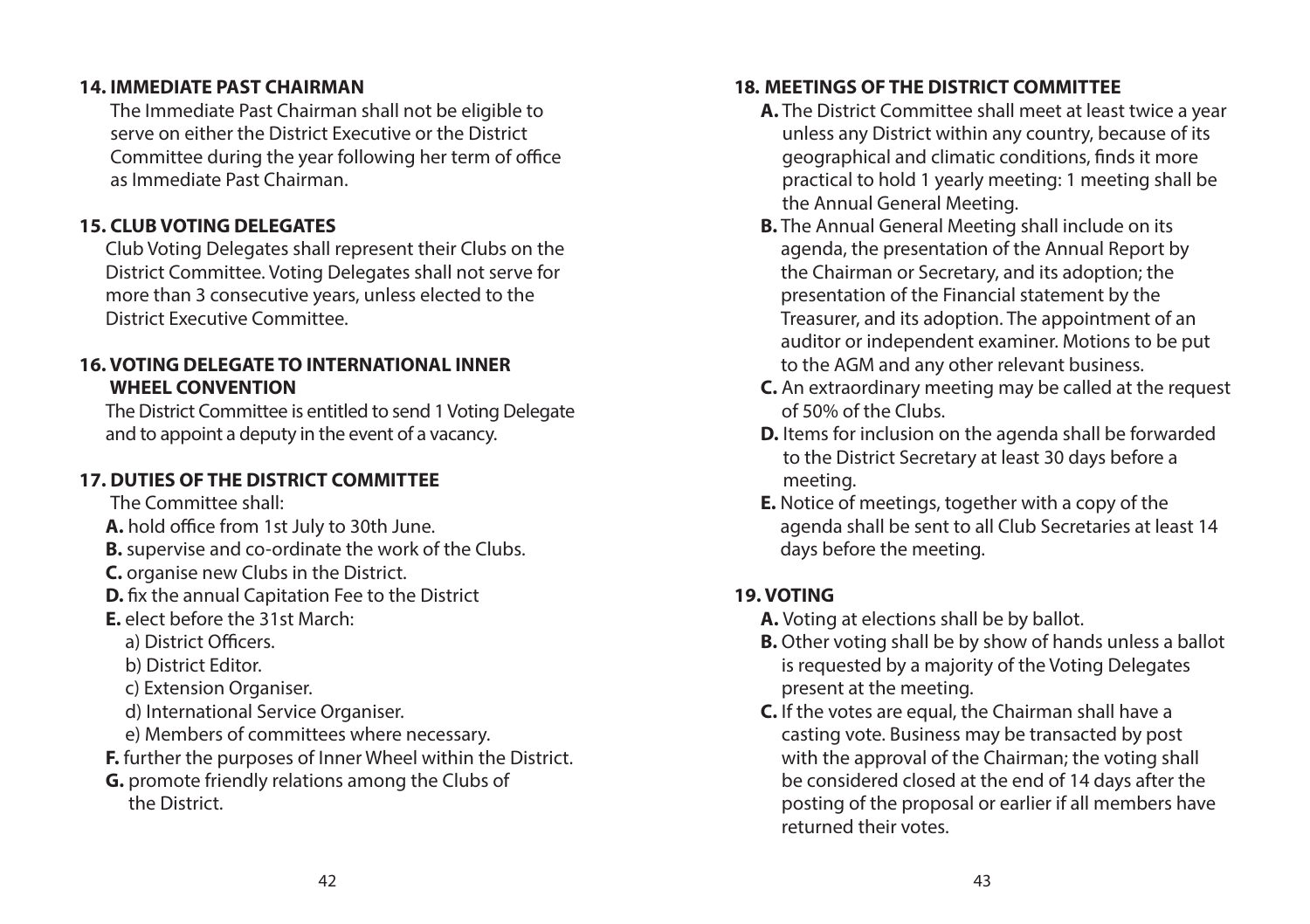## 14. IMMEDIATE PAST CHAIRMAN

The Immediate Past Chairman shall not be eligible to serve on either the District Executive or the District Committee during the year following her term of office as Immediate Past Chairman.

## 15. CLUB VOTING DELEGATES

Club Voting Delegates shall represent their Clubs on the District Committee. Voting Delegates shall not serve for more than 3 consecutive years, unless elected to the District Executive Committee.

## 16. VOTING DELEGATE TO INTERNATIONAL INNER WHEEL CONVENTION

The District Committee is entitled to send 1 Voting Delegate and to appoint a deputy in the event of a vacancy.

## 17. DUTIES OF THE DISTRICT COMMITTEE

The Committee shall:

**A.** hold office from 1st July to 30th June.

**B.** supervise and co-ordinate the work of the Clubs.

**C.** organise new Clubs in the District.

**D.** fix the annual Capitation Fee to the District

**E.** elect before the 31st March:

- a) District Officers.
- b) District Editor.
- c) Extension Organiser.
- d) International Service Organiser.
- e) Members of committees where necessary.

**F.** further the purposes of Inner Wheel within the District.

**G.** promote friendly relations among the Clubs of the District.

## 18. MEETINGS OF THE DISTRICT COMMITTEE

**A.** The District Committee shall meet at least twice a year unless any District within any country, because of its geographical and climatic conditions, finds it more practical to hold 1 yearly meeting: 1 meeting shall be the Annual General Meeting.

**B.** The Annual General Meeting shall include on its agenda, the presentation of the Annual Report by the Chairman or Secretary, and its adoption; the presentation of the Financial statement by the Treasurer, and its adoption. The appointment of an auditor or independent examiner. Motions to be put to the AGM and any other relevant business.

**C.** An extraordinary meeting may be called at the request of 50% of the Clubs.

**D.** Items for inclusion on the agenda shall be forwarded to the District Secretary at least 30 days before a meeting.

**E.** Notice of meetings, together with a copy of the agenda shall be sent to all Club Secretaries at least 14 days before the meeting.

## 19. VOTING

**A.** Voting at elections shall be by ballot.

**B.** Other voting shall be by show of hands unless a ballot is requested by a majority of the Voting Delegates present at the meeting.

**C.** If the votes are equal, the Chairman shall have a casting vote. Business may be transacted by post with the approval of the Chairman; the voting shall be considered closed at the end of 14 days after the posting of the proposal or earlier if all members have returned their votes.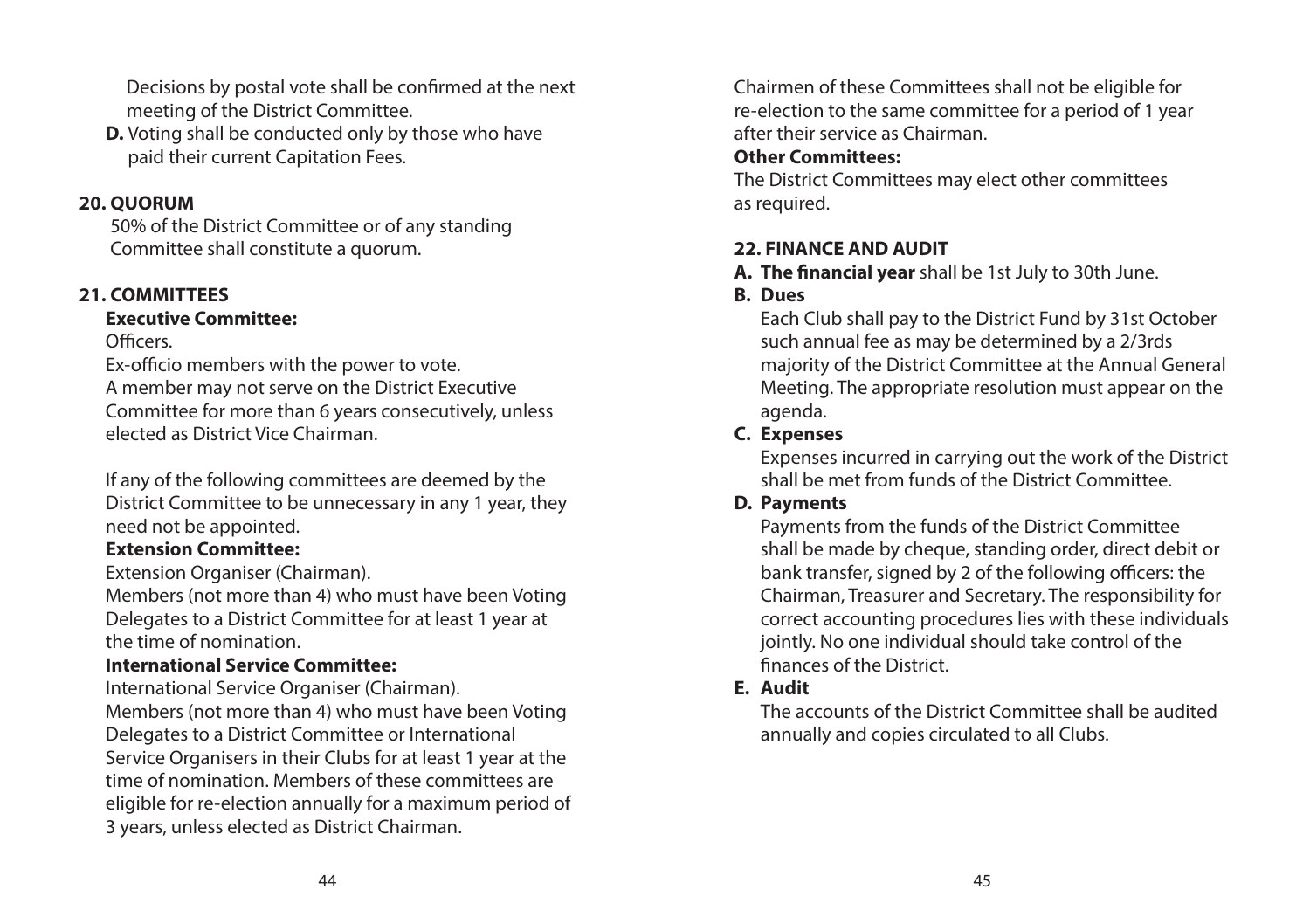Decisions by postal vote shall be confirmed at the next meeting of the District Committee.

**D.** Voting shall be conducted only by those who have paid their current Capitation Fees.

## 20. QUORUM

50% of the District Committee or of any standing Committee shall constitute a quorum.

## 21. COMMITTEES

**Executive Committee:**

Officers.

Ex-officio members with the power to vote.

A member may not serve on the District Executive Committee for more than 6 years consecutively, unless elected as District Vice Chairman.

If any of the following committees are deemed by the District Committee to be unnecessary in any 1 year, they need not be appointed.

**Extension Committee:**

Extension Organiser (Chairman).

Members (not more than 4) who must have been Voting Delegates to a District Committee for at least 1 year at the time of nomination.

**International Service Committee:**

International Service Organiser (Chairman).

Members (not more than 4) who must have been Voting Delegates to a District Committee or International Service Organisers in their Clubs for at least 1 year at the time of nomination. Members of these committees are eligible for re-election annually for a maximum period of 3 years, unless elected as District Chairman.

Chairmen of these Committees shall not be eligible for re-election to the same committee for a period of 1 year after their service as Chairman.

**Other Committees:**

The District Committees may elect other committees as required.

## 22. FINANCE AND AUDIT

**A. The financial year** shall be 1st July to 30th June.

**B. Dues**

Each Club shall pay to the District Fund by 31st October such annual fee as may be determined by a 2/3rds majority of the District Committee at the Annual General Meeting. The appropriate resolution must appear on the agenda.

**C. Expenses**

Expenses incurred in carrying out the work of the District shall be met from funds of the District Committee.

**D. Payments**

Payments from the funds of the District Committee shall be made by cheque, standing order, direct debit or bank transfer, signed by 2 of the following officers: the Chairman, Treasurer and Secretary. The responsibility for correct accounting procedures lies with these individuals jointly. No one individual should take control of the finances of the District.

**E. Audit**

The accounts of the District Committee shall be audited annually and copies circulated to all Clubs.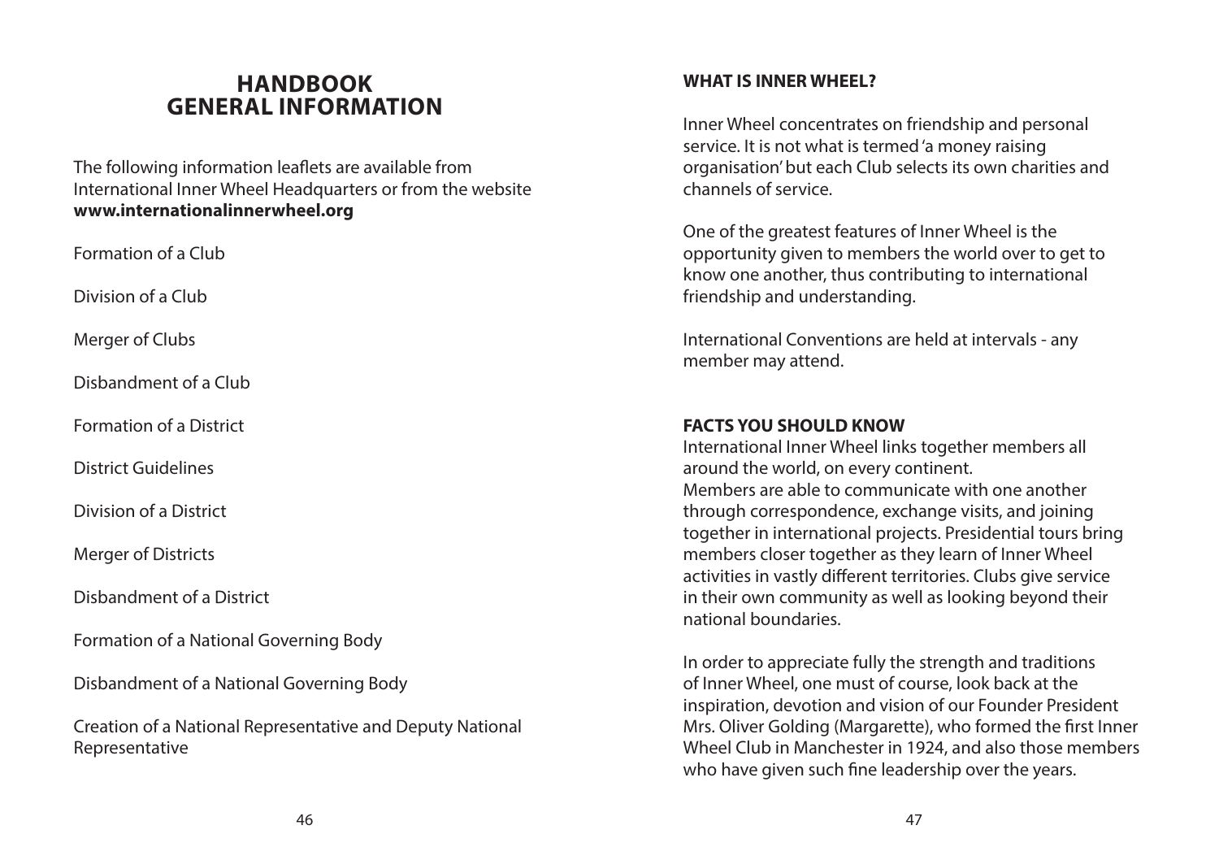# HANDBOOK
# GENERAL INFORMATION

The following information leaflets are available from International Inner Wheel Headquarters or from the website **www.internationalinnerwheel.org**

Formation of a Club

Division of a Club

Merger of Clubs

Disbandment of a Club

Formation of a District

District Guidelines

Division of a District

Merger of Districts

Disbandment of a District

Formation of a National Governing Body

Disbandment of a National Governing Body

Creation of a National Representative and Deputy National Representative

**WHAT IS INNER WHEEL?**

Inner Wheel concentrates on friendship and personal service. It is not what is termed 'a money raising organisation' but each Club selects its own charities and channels of service.

One of the greatest features of Inner Wheel is the opportunity given to members the world over to get to know one another, thus contributing to international friendship and understanding.

International Conventions are held at intervals - any member may attend.

**FACTS YOU SHOULD KNOW**

International Inner Wheel links together members all around the world, on every continent.
Members are able to communicate with one another through correspondence, exchange visits, and joining together in international projects. Presidential tours bring members closer together as they learn of Inner Wheel activities in vastly different territories. Clubs give service in their own community as well as looking beyond their national boundaries.

In order to appreciate fully the strength and traditions of Inner Wheel, one must of course, look back at the inspiration, devotion and vision of our Founder President Mrs. Oliver Golding (Margarette), who formed the first Inner Wheel Club in Manchester in 1924, and also those members who have given such fine leadership over the years.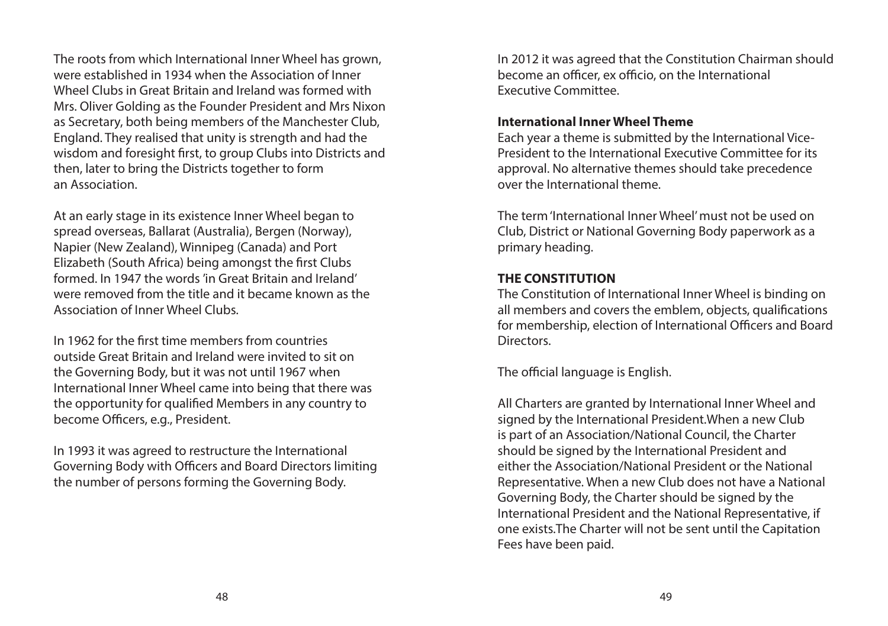The roots from which International Inner Wheel has grown, were established in 1934 when the Association of Inner Wheel Clubs in Great Britain and Ireland was formed with Mrs. Oliver Golding as the Founder President and Mrs Nixon as Secretary, both being members of the Manchester Club, England. They realised that unity is strength and had the wisdom and foresight first, to group Clubs into Districts and then, later to bring the Districts together to form an Association.

At an early stage in its existence Inner Wheel began to spread overseas, Ballarat (Australia), Bergen (Norway), Napier (New Zealand), Winnipeg (Canada) and Port Elizabeth (South Africa) being amongst the first Clubs formed. In 1947 the words 'in Great Britain and Ireland' were removed from the title and it became known as the Association of Inner Wheel Clubs.

In 1962 for the first time members from countries outside Great Britain and Ireland were invited to sit on the Governing Body, but it was not until 1967 when International Inner Wheel came into being that there was the opportunity for qualified Members in any country to become Officers, e.g., President.

In 1993 it was agreed to restructure the International Governing Body with Officers and Board Directors limiting the number of persons forming the Governing Body.

In 2012 it was agreed that the Constitution Chairman should become an officer, ex officio, on the International Executive Committee.

**International Inner Wheel Theme**

Each year a theme is submitted by the International Vice-President to the International Executive Committee for its approval. No alternative themes should take precedence over the International theme.

The term 'International Inner Wheel' must not be used on Club, District or National Governing Body paperwork as a primary heading.

**THE CONSTITUTION**

The Constitution of International Inner Wheel is binding on all members and covers the emblem, objects, qualifications for membership, election of International Officers and Board Directors.

The official language is English.

All Charters are granted by International Inner Wheel and signed by the International President.When a new Club is part of an Association/National Council, the Charter should be signed by the International President and either the Association/National President or the National Representative. When a new Club does not have a National Governing Body, the Charter should be signed by the International President and the National Representative, if one exists.The Charter will not be sent until the Capitation Fees have been paid.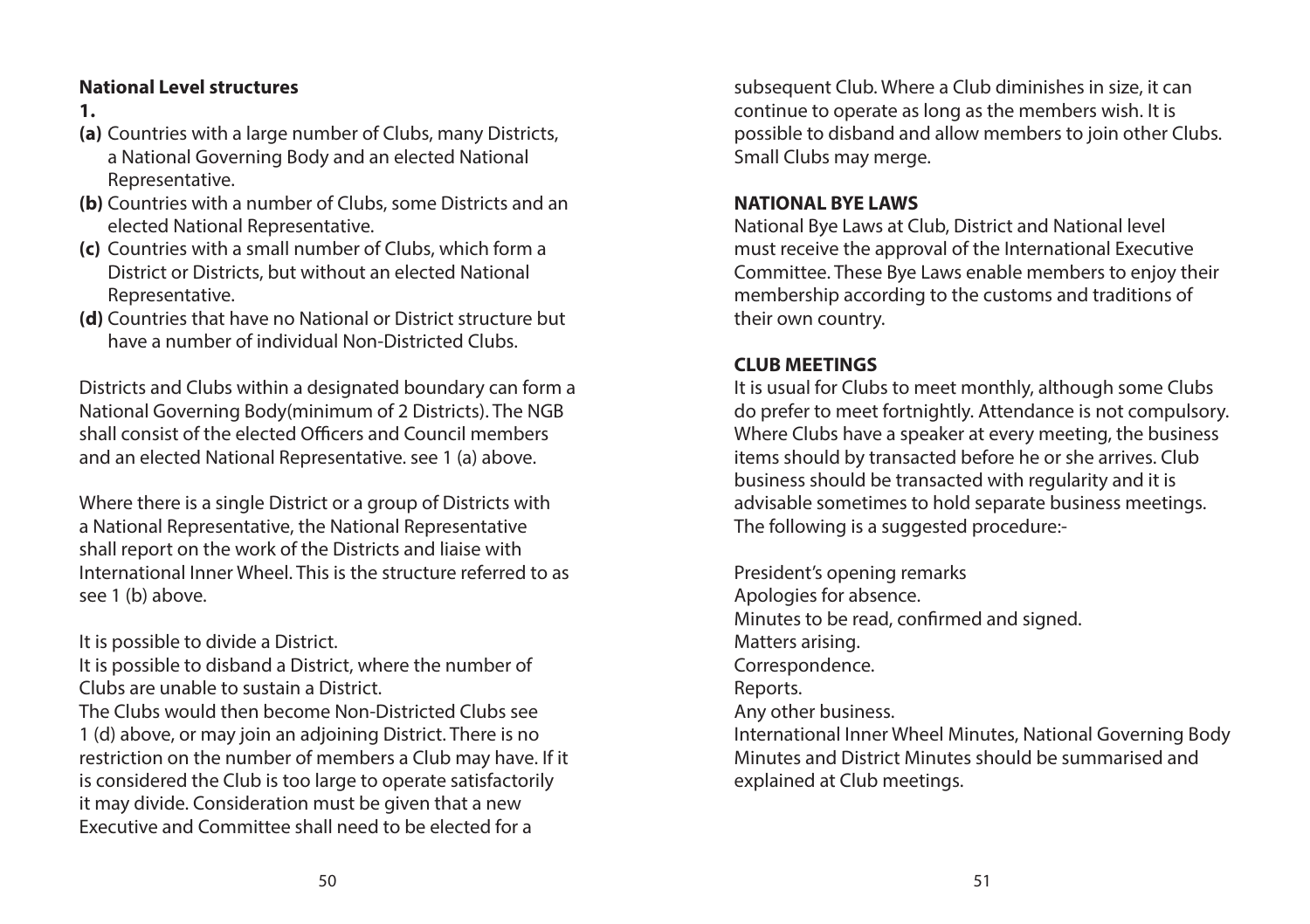**National Level structures**

**1.**

**(a)** Countries with a large number of Clubs, many Districts, a National Governing Body and an elected National Representative.

**(b)** Countries with a number of Clubs, some Districts and an elected National Representative.

**(c)** Countries with a small number of Clubs, which form a District or Districts, but without an elected National Representative.

**(d)** Countries that have no National or District structure but have a number of individual Non-Districted Clubs.

Districts and Clubs within a designated boundary can form a National Governing Body(minimum of 2 Districts). The NGB shall consist of the elected Officers and Council members and an elected National Representative. see 1 (a) above.

Where there is a single District or a group of Districts with a National Representative, the National Representative shall report on the work of the Districts and liaise with International Inner Wheel. This is the structure referred to as see 1 (b) above.

It is possible to divide a District.
It is possible to disband a District, where the number of Clubs are unable to sustain a District.
The Clubs would then become Non-Districted Clubs see 1 (d) above, or may join an adjoining District. There is no restriction on the number of members a Club may have. If it is considered the Club is too large to operate satisfactorily it may divide. Consideration must be given that a new Executive and Committee shall need to be elected for a subsequent Club. Where a Club diminishes in size, it can continue to operate as long as the members wish. It is possible to disband and allow members to join other Clubs. Small Clubs may merge.

**NATIONAL BYE LAWS**

National Bye Laws at Club, District and National level must receive the approval of the International Executive Committee. These Bye Laws enable members to enjoy their membership according to the customs and traditions of their own country.

**CLUB MEETINGS**

It is usual for Clubs to meet monthly, although some Clubs do prefer to meet fortnightly. Attendance is not compulsory. Where Clubs have a speaker at every meeting, the business items should by transacted before he or she arrives. Club business should be transacted with regularity and it is advisable sometimes to hold separate business meetings. The following is a suggested procedure:-

President's opening remarks
Apologies for absence.
Minutes to be read, confirmed and signed.
Matters arising.
Correspondence.
Reports.
Any other business.
International Inner Wheel Minutes, National Governing Body Minutes and District Minutes should be summarised and explained at Club meetings.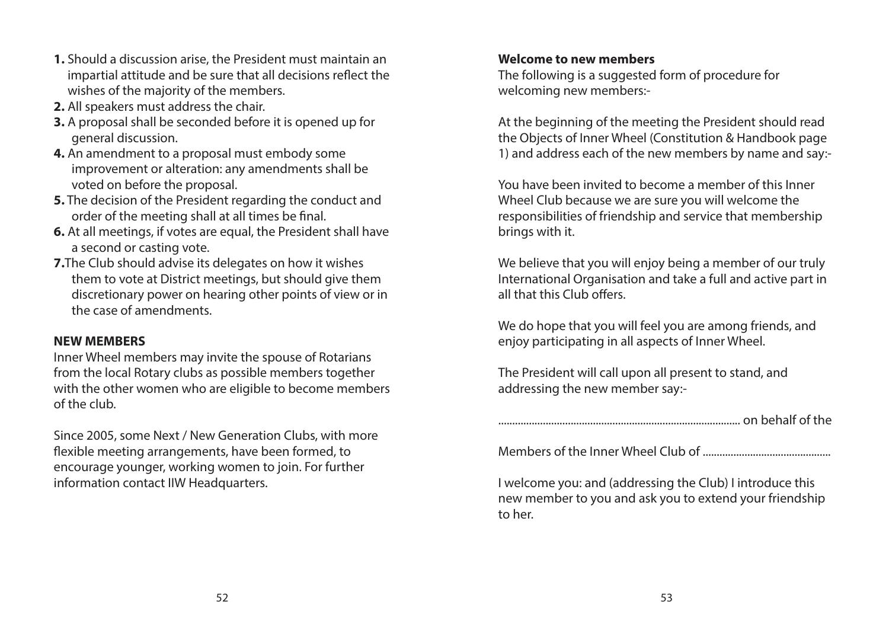1. Should a discussion arise, the President must maintain an impartial attitude and be sure that all decisions reflect the wishes of the majority of the members.
2. All speakers must address the chair.
3. A proposal shall be seconded before it is opened up for general discussion.
4. An amendment to a proposal must embody some improvement or alteration: any amendments shall be voted on before the proposal.
5. The decision of the President regarding the conduct and order of the meeting shall at all times be final.
6. At all meetings, if votes are equal, the President shall have a second or casting vote.
7. The Club should advise its delegates on how it wishes them to vote at District meetings, but should give them discretionary power on hearing other points of view or in the case of amendments.

**NEW MEMBERS**

Inner Wheel members may invite the spouse of Rotarians from the local Rotary clubs as possible members together with the other women who are eligible to become members of the club.

Since 2005, some Next / New Generation Clubs, with more flexible meeting arrangements, have been formed, to encourage younger, working women to join. For further information contact IIW Headquarters.

**Welcome to new members**

The following is a suggested form of procedure for welcoming new members:-

At the beginning of the meeting the President should read the Objects of Inner Wheel (Constitution & Handbook page 1) and address each of the new members by name and say:-

You have been invited to become a member of this Inner Wheel Club because we are sure you will welcome the responsibilities of friendship and service that membership brings with it.

We believe that you will enjoy being a member of our truly International Organisation and take a full and active part in all that this Club offers.

We do hope that you will feel you are among friends, and enjoy participating in all aspects of Inner Wheel.

The President will call upon all present to stand, and addressing the new member say:-

........................................................................................ on behalf of the

Members of the Inner Wheel Club of .............................................

I welcome you: and (addressing the Club) I introduce this new member to you and ask you to extend your friendship to her.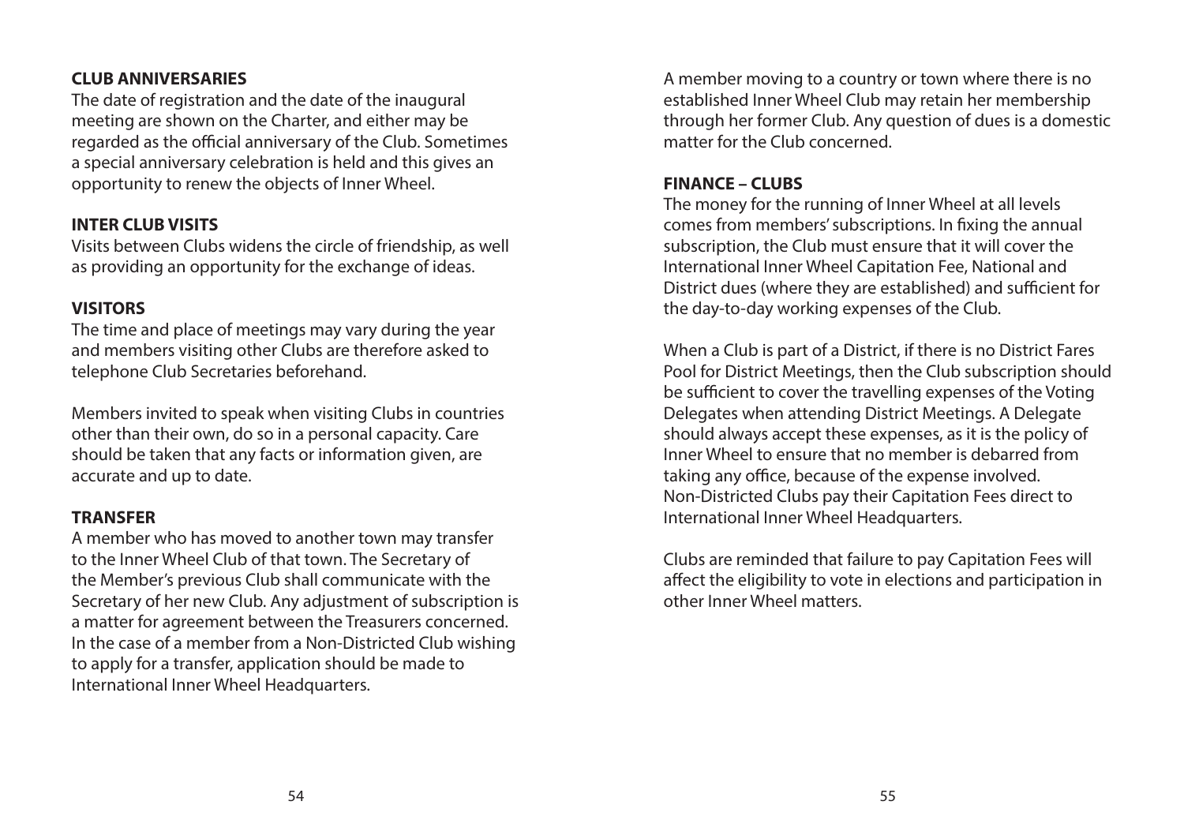### CLUB ANNIVERSARIES

The date of registration and the date of the inaugural meeting are shown on the Charter, and either may be regarded as the official anniversary of the Club. Sometimes a special anniversary celebration is held and this gives an opportunity to renew the objects of Inner Wheel.

### INTER CLUB VISITS

Visits between Clubs widens the circle of friendship, as well as providing an opportunity for the exchange of ideas.

### VISITORS

The time and place of meetings may vary during the year and members visiting other Clubs are therefore asked to telephone Club Secretaries beforehand.

Members invited to speak when visiting Clubs in countries other than their own, do so in a personal capacity. Care should be taken that any facts or information given, are accurate and up to date.

### TRANSFER

A member who has moved to another town may transfer to the Inner Wheel Club of that town. The Secretary of the Member's previous Club shall communicate with the Secretary of her new Club. Any adjustment of subscription is a matter for agreement between the Treasurers concerned. In the case of a member from a Non-Districted Club wishing to apply for a transfer, application should be made to International Inner Wheel Headquarters.

A member moving to a country or town where there is no established Inner Wheel Club may retain her membership through her former Club. Any question of dues is a domestic matter for the Club concerned.

### FINANCE – CLUBS

The money for the running of Inner Wheel at all levels comes from members' subscriptions. In fixing the annual subscription, the Club must ensure that it will cover the International Inner Wheel Capitation Fee, National and District dues (where they are established) and sufficient for the day-to-day working expenses of the Club.

When a Club is part of a District, if there is no District Fares Pool for District Meetings, then the Club subscription should be sufficient to cover the travelling expenses of the Voting Delegates when attending District Meetings. A Delegate should always accept these expenses, as it is the policy of Inner Wheel to ensure that no member is debarred from taking any office, because of the expense involved. Non-Districted Clubs pay their Capitation Fees direct to International Inner Wheel Headquarters.

Clubs are reminded that failure to pay Capitation Fees will affect the eligibility to vote in elections and participation in other Inner Wheel matters.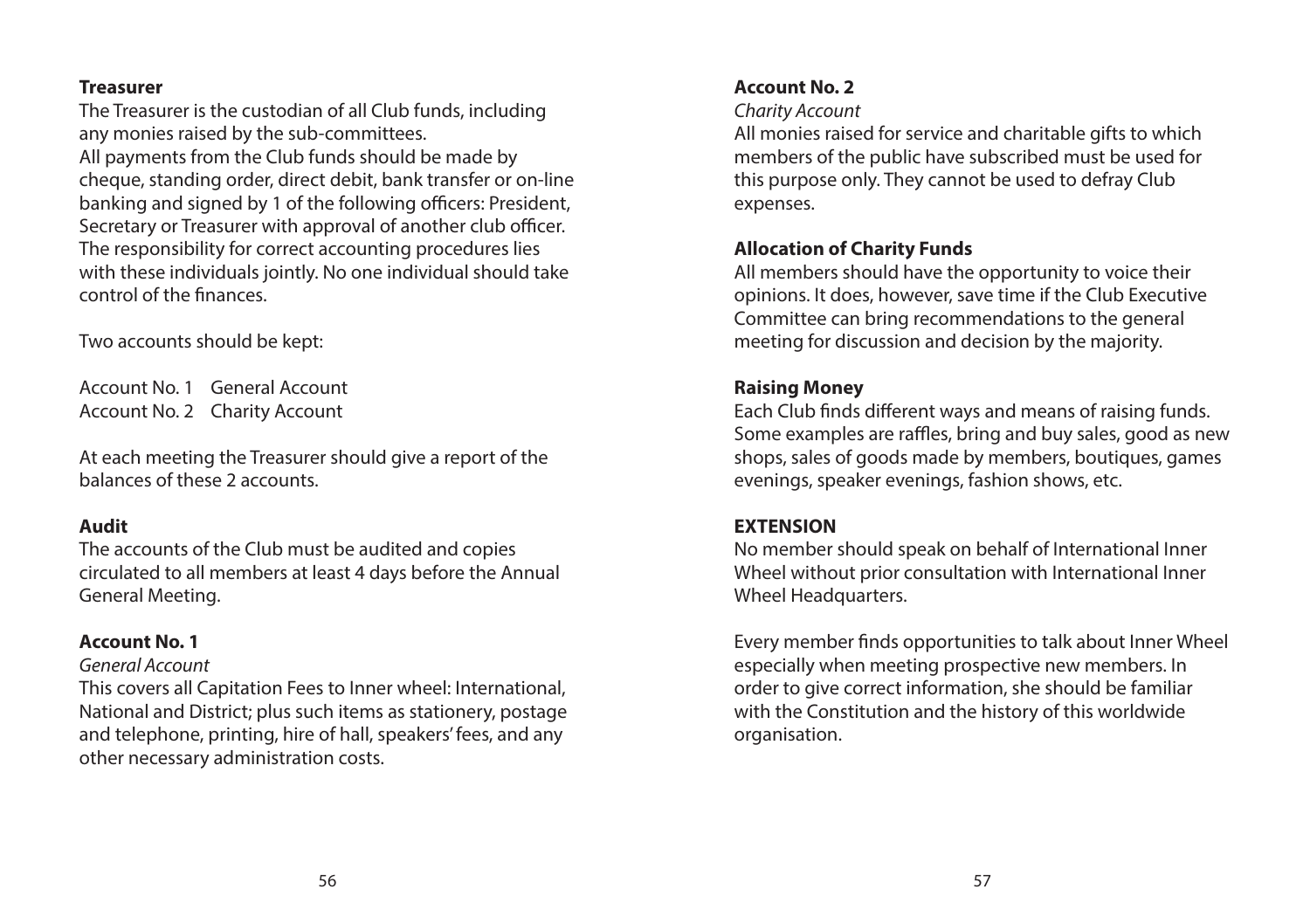### Treasurer

The Treasurer is the custodian of all Club funds, including any monies raised by the sub-committees.
All payments from the Club funds should be made by cheque, standing order, direct debit, bank transfer or on-line banking and signed by 1 of the following officers: President, Secretary or Treasurer with approval of another club officer. The responsibility for correct accounting procedures lies with these individuals jointly. No one individual should take control of the finances.

Two accounts should be kept:

Account No. 1 General Account
Account No. 2 Charity Account

At each meeting the Treasurer should give a report of the balances of these 2 accounts.

### Audit

The accounts of the Club must be audited and copies circulated to all members at least 4 days before the Annual General Meeting.

### Account No. 1

*General Account*

This covers all Capitation Fees to Inner wheel: International, National and District; plus such items as stationery, postage and telephone, printing, hire of hall, speakers' fees, and any other necessary administration costs.

### Account No. 2

*Charity Account*

All monies raised for service and charitable gifts to which members of the public have subscribed must be used for this purpose only. They cannot be used to defray Club expenses.

### Allocation of Charity Funds

All members should have the opportunity to voice their opinions. It does, however, save time if the Club Executive Committee can bring recommendations to the general meeting for discussion and decision by the majority.

### Raising Money

Each Club finds different ways and means of raising funds. Some examples are raffles, bring and buy sales, good as new shops, sales of goods made by members, boutiques, games evenings, speaker evenings, fashion shows, etc.

## EXTENSION

No member should speak on behalf of International Inner Wheel without prior consultation with International Inner Wheel Headquarters.

Every member finds opportunities to talk about Inner Wheel especially when meeting prospective new members. In order to give correct information, she should be familiar with the Constitution and the history of this worldwide organisation.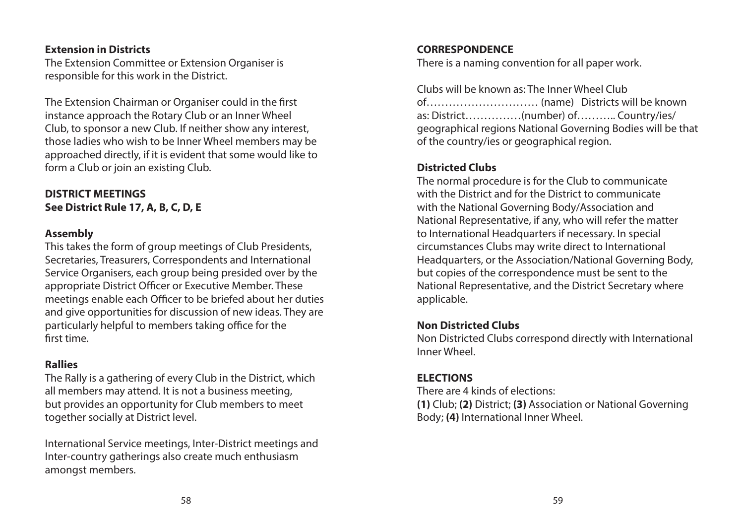**Extension in Districts**

The Extension Committee or Extension Organiser is responsible for this work in the District.

The Extension Chairman or Organiser could in the first instance approach the Rotary Club or an Inner Wheel Club, to sponsor a new Club. If neither show any interest, those ladies who wish to be Inner Wheel members may be approached directly, if it is evident that some would like to form a Club or join an existing Club.

**DISTRICT MEETINGS**
**See District Rule 17, A, B, C, D, E**

**Assembly**

This takes the form of group meetings of Club Presidents, Secretaries, Treasurers, Correspondents and International Service Organisers, each group being presided over by the appropriate District Officer or Executive Member. These meetings enable each Officer to be briefed about her duties and give opportunities for discussion of new ideas. They are particularly helpful to members taking office for the first time.

**Rallies**

The Rally is a gathering of every Club in the District, which all members may attend. It is not a business meeting, but provides an opportunity for Club members to meet together socially at District level.

International Service meetings, Inter-District meetings and Inter-country gatherings also create much enthusiasm amongst members.

**CORRESPONDENCE**

There is a naming convention for all paper work.

Clubs will be known as: The Inner Wheel Club of………………………… (name) Districts will be known as: District……………(number) of……….. Country/ies/ geographical regions National Governing Bodies will be that of the country/ies or geographical region.

**Districted Clubs**

The normal procedure is for the Club to communicate with the District and for the District to communicate with the National Governing Body/Association and National Representative, if any, who will refer the matter to International Headquarters if necessary. In special circumstances Clubs may write direct to International Headquarters, or the Association/National Governing Body, but copies of the correspondence must be sent to the National Representative, and the District Secretary where applicable.

**Non Districted Clubs**

Non Districted Clubs correspond directly with International Inner Wheel.

**ELECTIONS**

There are 4 kinds of elections:
**(1)** Club; **(2)** District; **(3)** Association or National Governing Body; **(4)** International Inner Wheel.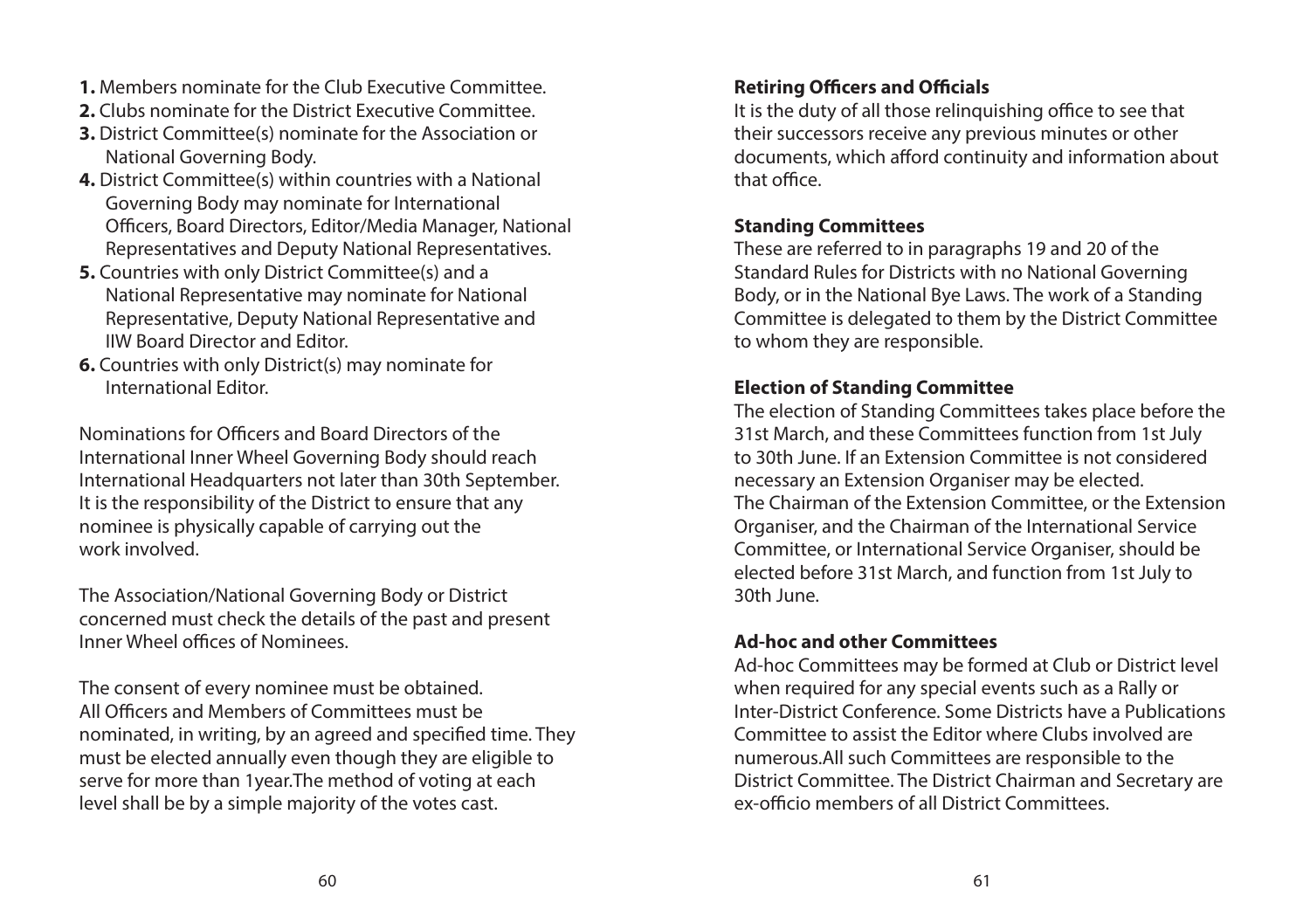1. Members nominate for the Club Executive Committee.
2. Clubs nominate for the District Executive Committee.
3. District Committee(s) nominate for the Association or National Governing Body.
4. District Committee(s) within countries with a National Governing Body may nominate for International Officers, Board Directors, Editor/Media Manager, National Representatives and Deputy National Representatives.
5. Countries with only District Committee(s) and a National Representative may nominate for National Representative, Deputy National Representative and IIW Board Director and Editor.
6. Countries with only District(s) may nominate for International Editor.

Nominations for Officers and Board Directors of the International Inner Wheel Governing Body should reach International Headquarters not later than 30th September. It is the responsibility of the District to ensure that any nominee is physically capable of carrying out the work involved.

The Association/National Governing Body or District concerned must check the details of the past and present Inner Wheel offices of Nominees.

The consent of every nominee must be obtained. All Officers and Members of Committees must be nominated, in writing, by an agreed and specified time. They must be elected annually even though they are eligible to serve for more than 1year.The method of voting at each level shall be by a simple majority of the votes cast.

**Retiring Officers and Officials**

It is the duty of all those relinquishing office to see that their successors receive any previous minutes or other documents, which afford continuity and information about that office.

**Standing Committees**

These are referred to in paragraphs 19 and 20 of the Standard Rules for Districts with no National Governing Body, or in the National Bye Laws. The work of a Standing Committee is delegated to them by the District Committee to whom they are responsible.

**Election of Standing Committee**

The election of Standing Committees takes place before the 31st March, and these Committees function from 1st July to 30th June. If an Extension Committee is not considered necessary an Extension Organiser may be elected. The Chairman of the Extension Committee, or the Extension Organiser, and the Chairman of the International Service Committee, or International Service Organiser, should be elected before 31st March, and function from 1st July to 30th June.

**Ad-hoc and other Committees**

Ad-hoc Committees may be formed at Club or District level when required for any special events such as a Rally or Inter-District Conference. Some Districts have a Publications Committee to assist the Editor where Clubs involved are numerous.All such Committees are responsible to the District Committee. The District Chairman and Secretary are ex-officio members of all District Committees.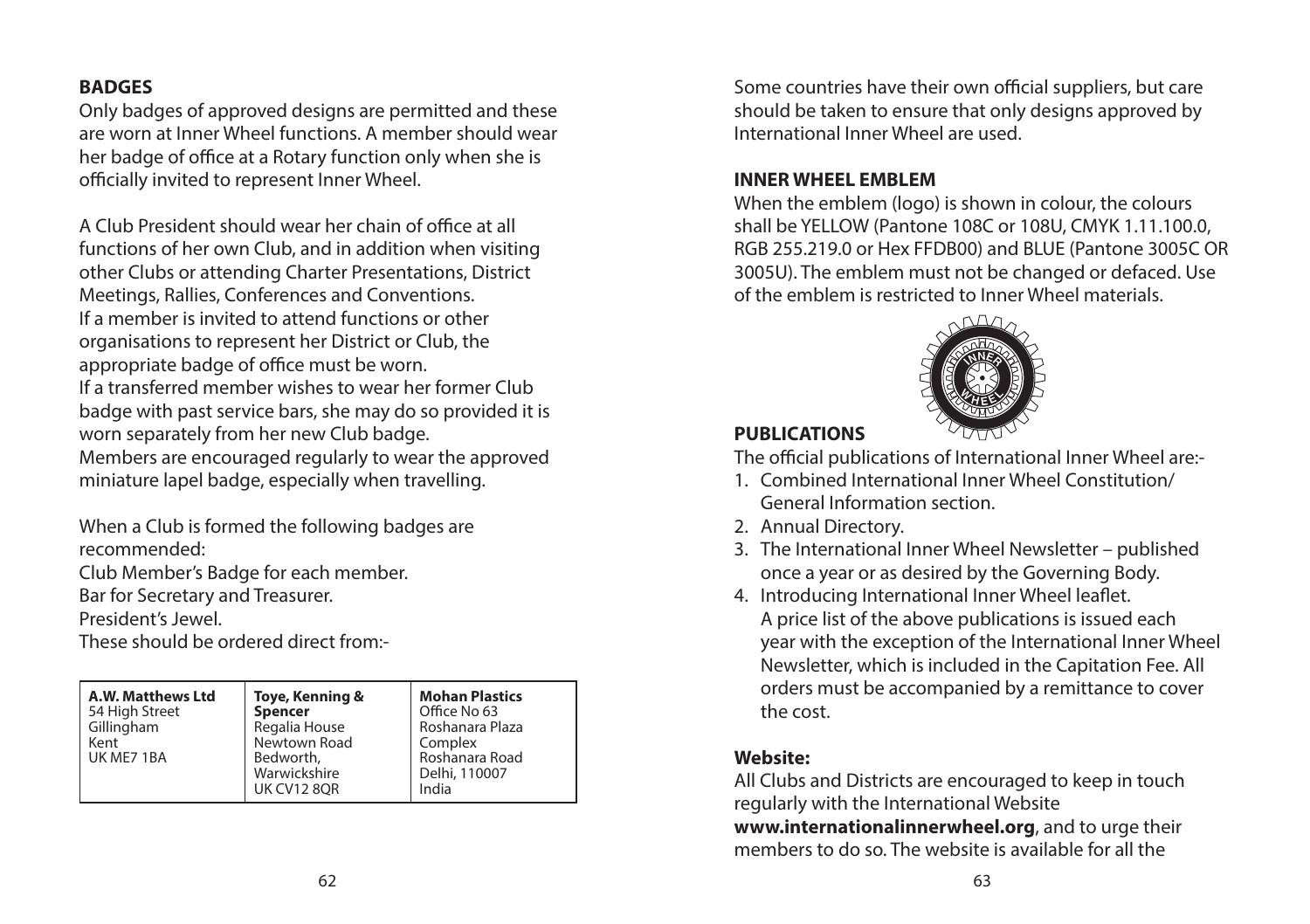## BADGES

Only badges of approved designs are permitted and these are worn at Inner Wheel functions. A member should wear her badge of office at a Rotary function only when she is officially invited to represent Inner Wheel.

A Club President should wear her chain of office at all functions of her own Club, and in addition when visiting other Clubs or attending Charter Presentations, District Meetings, Rallies, Conferences and Conventions.
If a member is invited to attend functions or other organisations to represent her District or Club, the appropriate badge of office must be worn.
If a transferred member wishes to wear her former Club badge with past service bars, she may do so provided it is worn separately from her new Club badge.
Members are encouraged regularly to wear the approved miniature lapel badge, especially when travelling.

When a Club is formed the following badges are recommended:
Club Member's Badge for each member.
Bar for Secretary and Treasurer.
President's Jewel.
These should be ordered direct from:-

| **A.W. Matthews Ltd**<br>54 High Street<br>Gillingham<br>Kent<br>UK ME7 1BA | **Toye, Kenning & Spencer**<br>Regalia House<br>Newtown Road<br>Bedworth,<br>Warwickshire<br>UK CV12 8QR | **Mohan Plastics**<br>Office No 63<br>Roshanara Plaza<br>Complex<br>Roshanara Road<br>Delhi, 110007<br>India |
|---|---|---|

Some countries have their own official suppliers, but care should be taken to ensure that only designs approved by International Inner Wheel are used.

## INNER WHEEL EMBLEM

When the emblem (logo) is shown in colour, the colours shall be YELLOW (Pantone 108C or 108U, CMYK 1.11.100.0, RGB 255.219.0 or Hex FFDB00) and BLUE (Pantone 3005C OR 3005U). The emblem must not be changed or defaced. Use of the emblem is restricted to Inner Wheel materials.

## PUBLICATIONS

The official publications of International Inner Wheel are:-

1. Combined International Inner Wheel Constitution/ General Information section.
2. Annual Directory.
3. The International Inner Wheel Newsletter – published once a year or as desired by the Governing Body.
4. Introducing International Inner Wheel leaflet.
   A price list of the above publications is issued each year with the exception of the International Inner Wheel Newsletter, which is included in the Capitation Fee. All orders must be accompanied by a remittance to cover the cost.

## Website:

All Clubs and Districts are encouraged to keep in touch regularly with the International Website **www.internationalinnerwheel.org**, and to urge their members to do so. The website is available for all the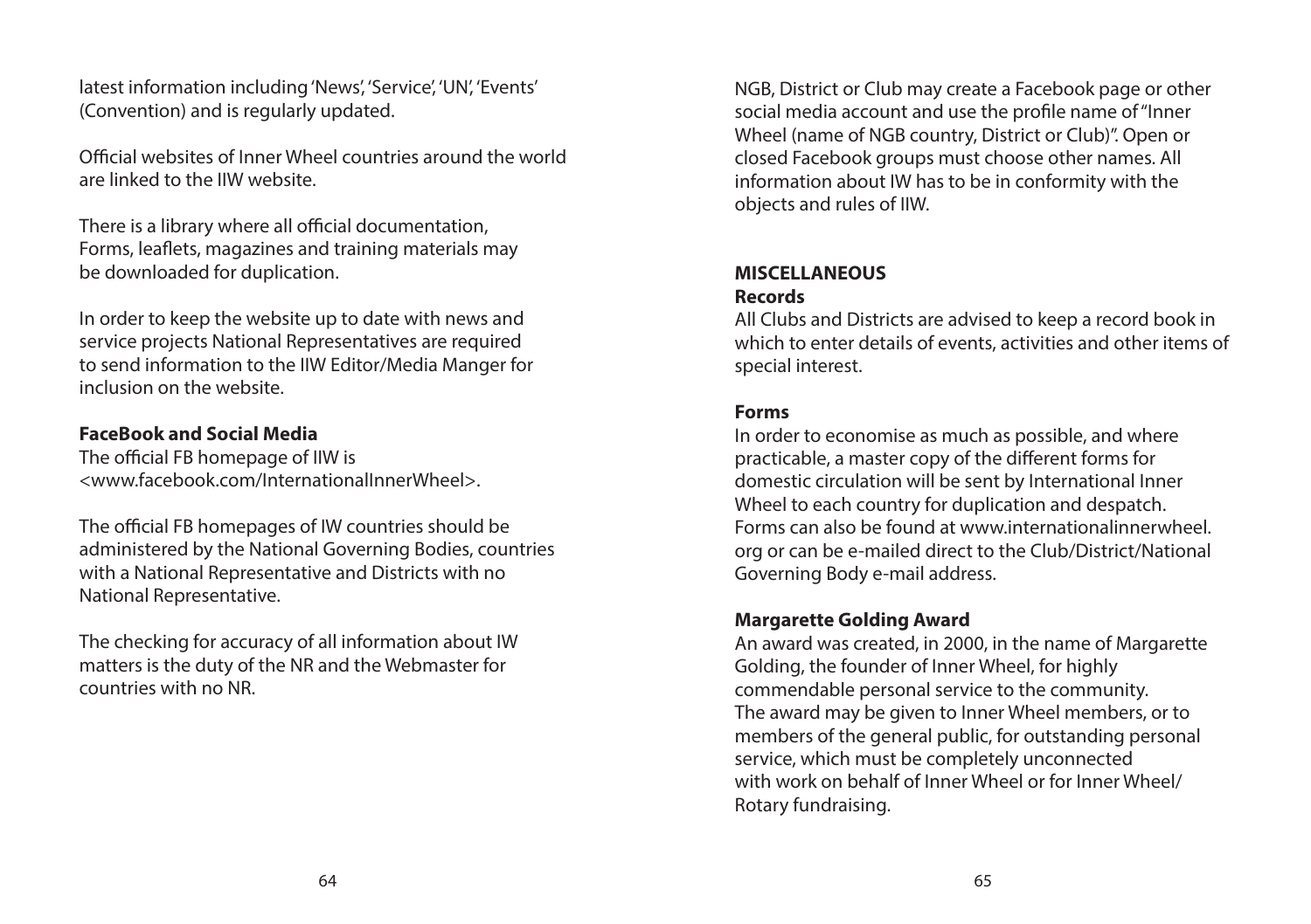latest information including 'News', 'Service', 'UN', 'Events' (Convention) and is regularly updated.

Official websites of Inner Wheel countries around the world are linked to the IIW website.

There is a library where all official documentation, Forms, leaflets, magazines and training materials may be downloaded for duplication.

In order to keep the website up to date with news and service projects National Representatives are required to send information to the IIW Editor/Media Manger for inclusion on the website.

**FaceBook and Social Media**

The official FB homepage of IIW is <www.facebook.com/InternationalInnerWheel>.

The official FB homepages of IW countries should be administered by the National Governing Bodies, countries with a National Representative and Districts with no National Representative.

The checking for accuracy of all information about IW matters is the duty of the NR and the Webmaster for countries with no NR.

NGB, District or Club may create a Facebook page or other social media account and use the profile name of "Inner Wheel (name of NGB country, District or Club)". Open or closed Facebook groups must choose other names. All information about IW has to be in conformity with the objects and rules of IIW.

## MISCELLANEOUS

**Records**

All Clubs and Districts are advised to keep a record book in which to enter details of events, activities and other items of special interest.

**Forms**

In order to economise as much as possible, and where practicable, a master copy of the different forms for domestic circulation will be sent by International Inner Wheel to each country for duplication and despatch. Forms can also be found at www.internationalinnerwheel.org or can be e-mailed direct to the Club/District/National Governing Body e-mail address.

**Margarette Golding Award**

An award was created, in 2000, in the name of Margarette Golding, the founder of Inner Wheel, for highly commendable personal service to the community. The award may be given to Inner Wheel members, or to members of the general public, for outstanding personal service, which must be completely unconnected with work on behalf of Inner Wheel or for Inner Wheel/ Rotary fundraising.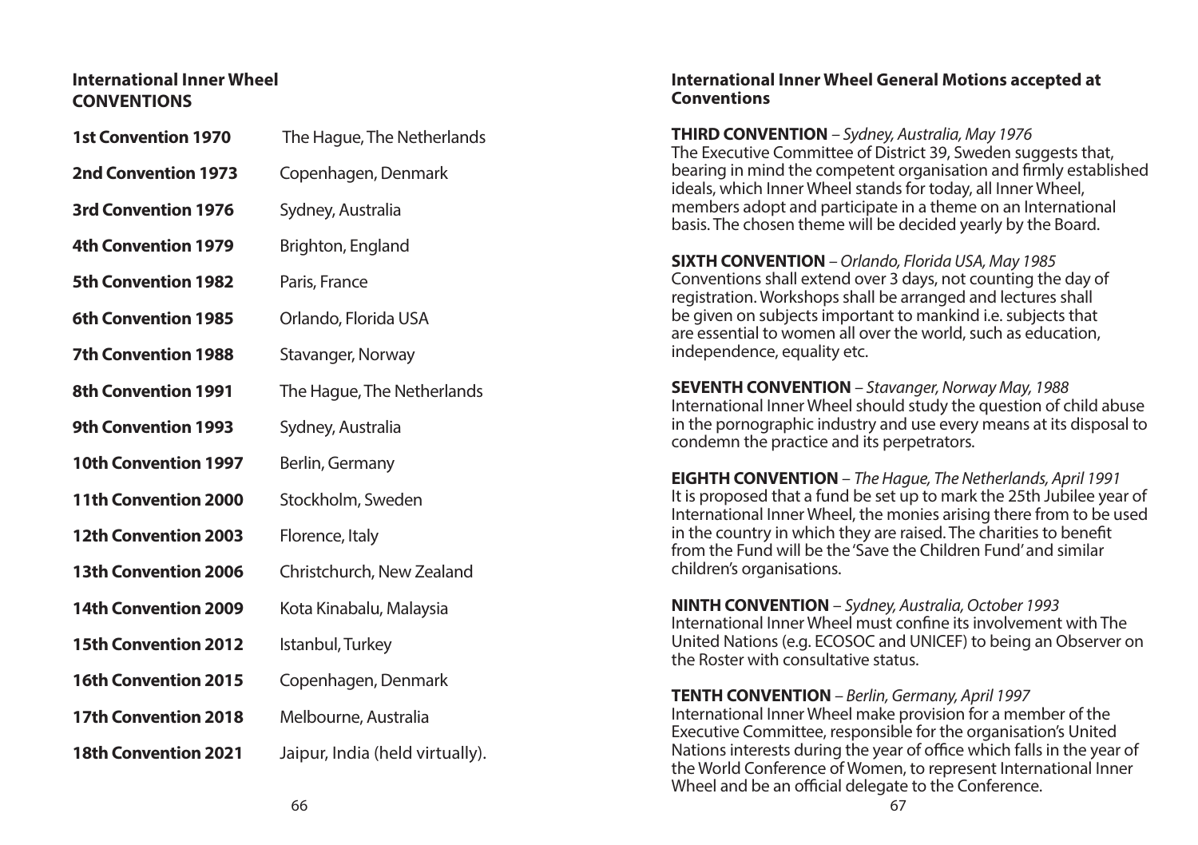## International Inner Wheel CONVENTIONS

| | |
|---|---|
| **1st Convention 1970** | The Hague, The Netherlands |
| **2nd Convention 1973** | Copenhagen, Denmark |
| **3rd Convention 1976** | Sydney, Australia |
| **4th Convention 1979** | Brighton, England |
| **5th Convention 1982** | Paris, France |
| **6th Convention 1985** | Orlando, Florida USA |
| **7th Convention 1988** | Stavanger, Norway |
| **8th Convention 1991** | The Hague, The Netherlands |
| **9th Convention 1993** | Sydney, Australia |
| **10th Convention 1997** | Berlin, Germany |
| **11th Convention 2000** | Stockholm, Sweden |
| **12th Convention 2003** | Florence, Italy |
| **13th Convention 2006** | Christchurch, New Zealand |
| **14th Convention 2009** | Kota Kinabalu, Malaysia |
| **15th Convention 2012** | Istanbul, Turkey |
| **16th Convention 2015** | Copenhagen, Denmark |
| **17th Convention 2018** | Melbourne, Australia |
| **18th Convention 2021** | Jaipur, India (held virtually). |

## International Inner Wheel General Motions accepted at Conventions

**THIRD CONVENTION** – *Sydney, Australia, May 1976*
The Executive Committee of District 39, Sweden suggests that, bearing in mind the competent organisation and firmly established ideals, which Inner Wheel stands for today, all Inner Wheel, members adopt and participate in a theme on an International basis. The chosen theme will be decided yearly by the Board.

**SIXTH CONVENTION** – *Orlando, Florida USA, May 1985*
Conventions shall extend over 3 days, not counting the day of registration. Workshops shall be arranged and lectures shall be given on subjects important to mankind i.e. subjects that are essential to women all over the world, such as education, independence, equality etc.

**SEVENTH CONVENTION** – *Stavanger, Norway May, 1988*
International Inner Wheel should study the question of child abuse in the pornographic industry and use every means at its disposal to condemn the practice and its perpetrators.

**EIGHTH CONVENTION** – *The Hague, The Netherlands, April 1991*
It is proposed that a fund be set up to mark the 25th Jubilee year of International Inner Wheel, the monies arising there from to be used in the country in which they are raised. The charities to benefit from the Fund will be the 'Save the Children Fund' and similar children's organisations.

**NINTH CONVENTION** – *Sydney, Australia, October 1993*
International Inner Wheel must confine its involvement with The United Nations (e.g. ECOSOC and UNICEF) to being an Observer on the Roster with consultative status.

**TENTH CONVENTION** – *Berlin, Germany, April 1997*
International Inner Wheel make provision for a member of the Executive Committee, responsible for the organisation's United Nations interests during the year of office which falls in the year of the World Conference of Women, to represent International Inner Wheel and be an official delegate to the Conference.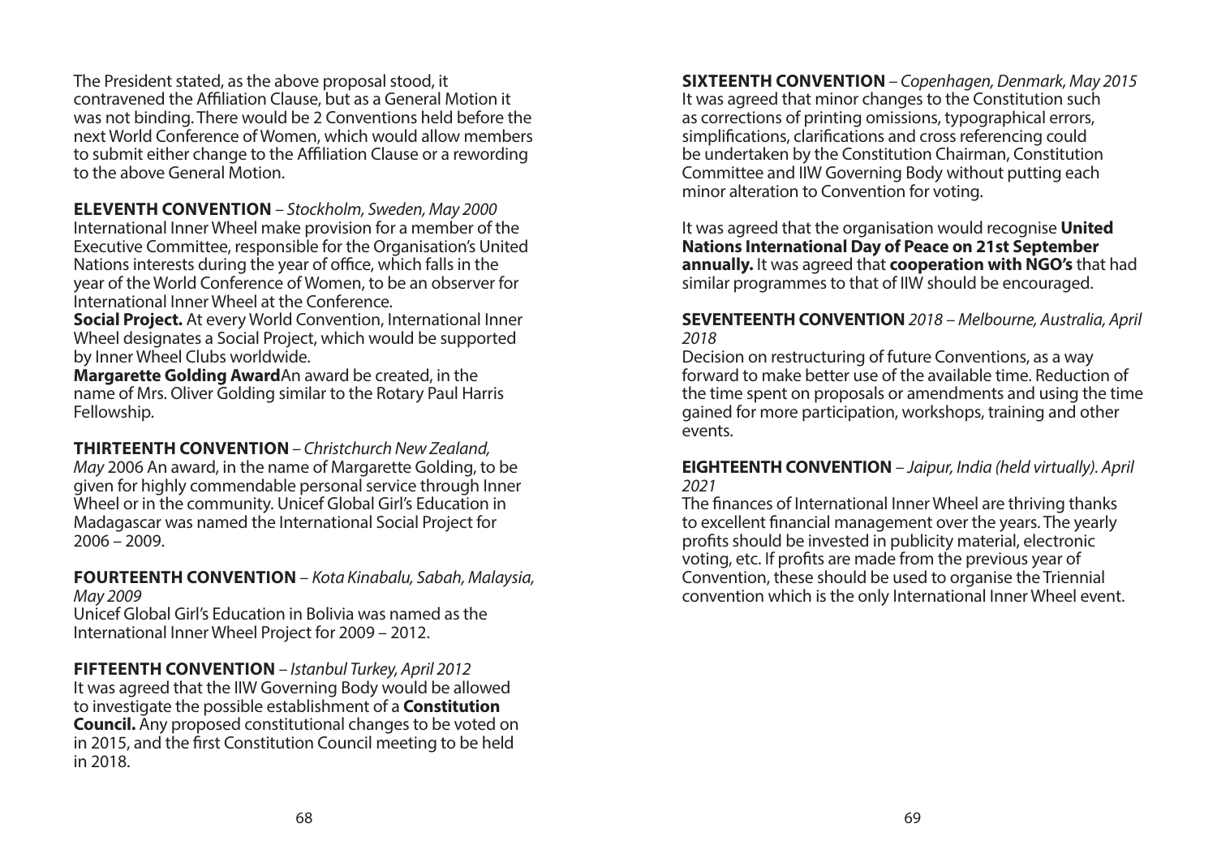The President stated, as the above proposal stood, it contravened the Affiliation Clause, but as a General Motion it was not binding. There would be 2 Conventions held before the next World Conference of Women, which would allow members to submit either change to the Affiliation Clause or a rewording to the above General Motion.

**ELEVENTH CONVENTION** – *Stockholm, Sweden, May 2000*
International Inner Wheel make provision for a member of the Executive Committee, responsible for the Organisation's United Nations interests during the year of office, which falls in the year of the World Conference of Women, to be an observer for International Inner Wheel at the Conference.
**Social Project.** At every World Convention, International Inner Wheel designates a Social Project, which would be supported by Inner Wheel Clubs worldwide.
**Margarette Golding Award**An award be created, in the name of Mrs. Oliver Golding similar to the Rotary Paul Harris Fellowship.

**THIRTEENTH CONVENTION** – *Christchurch New Zealand, May* 2006 An award, in the name of Margarette Golding, to be given for highly commendable personal service through Inner Wheel or in the community. Unicef Global Girl's Education in Madagascar was named the International Social Project for 2006 – 2009.

**FOURTEENTH CONVENTION** – *Kota Kinabalu, Sabah, Malaysia, May 2009*
Unicef Global Girl's Education in Bolivia was named as the International Inner Wheel Project for 2009 – 2012.

**FIFTEENTH CONVENTION** – *Istanbul Turkey, April 2012*
It was agreed that the IIW Governing Body would be allowed to investigate the possible establishment of a **Constitution Council.** Any proposed constitutional changes to be voted on in 2015, and the first Constitution Council meeting to be held in 2018.

**SIXTEENTH CONVENTION** – *Copenhagen, Denmark, May 2015*
It was agreed that minor changes to the Constitution such as corrections of printing omissions, typographical errors, simplifications, clarifications and cross referencing could be undertaken by the Constitution Chairman, Constitution Committee and IIW Governing Body without putting each minor alteration to Convention for voting.

It was agreed that the organisation would recognise **United Nations International Day of Peace on 21st September annually.** It was agreed that **cooperation with NGO's** that had similar programmes to that of IIW should be encouraged.

**SEVENTEENTH CONVENTION** *2018 – Melbourne, Australia, April 2018*
Decision on restructuring of future Conventions, as a way forward to make better use of the available time. Reduction of the time spent on proposals or amendments and using the time gained for more participation, workshops, training and other events.

**EIGHTEENTH CONVENTION** – *Jaipur, India (held virtually). April 2021*
The finances of International Inner Wheel are thriving thanks to excellent financial management over the years. The yearly profits should be invested in publicity material, electronic voting, etc. If profits are made from the previous year of Convention, these should be used to organise the Triennial convention which is the only International Inner Wheel event.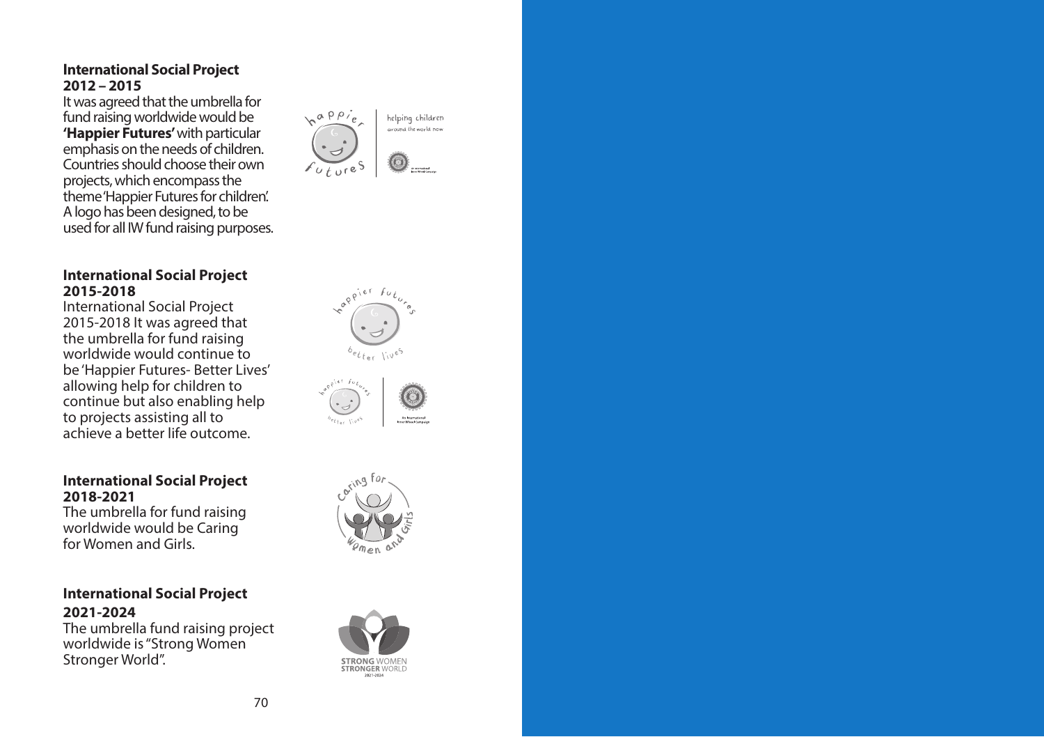**International Social Project 2012 – 2015**

It was agreed that the umbrella for fund raising worldwide would be **'Happier Futures'** with particular emphasis on the needs of children. Countries should choose their own projects, which encompass the theme 'Happier Futures for children'. A logo has been designed, to be used for all IW fund raising purposes.

**International Social Project 2015-2018**

International Social Project 2015-2018 It was agreed that the umbrella for fund raising worldwide would continue to be 'Happier Futures- Better Lives' allowing help for children to continue but also enabling help to projects assisting all to achieve a better life outcome.

**International Social Project 2018-2021**

The umbrella for fund raising worldwide would be Caring for Women and Girls.

**International Social Project 2021-2024**

The umbrella fund raising project worldwide is "Strong Women Stronger World".